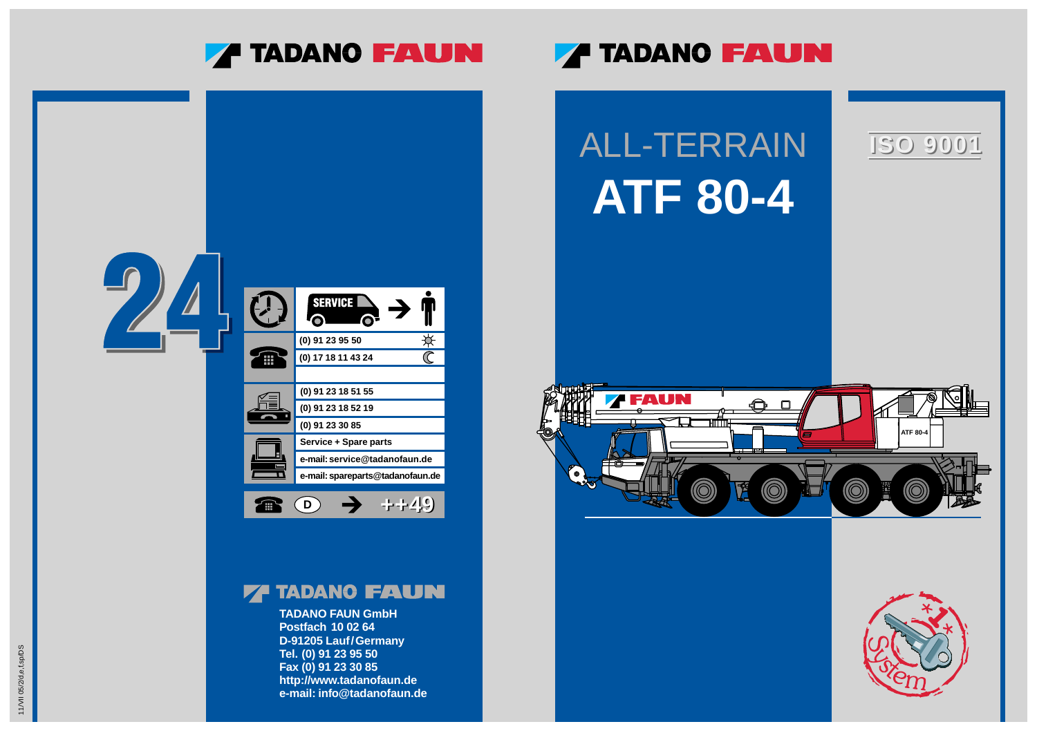TADANO FAUN

# ALL-TERRAIN

# ATF 80-4

ISO 9001

24

SERVICE

| | |
|---|---|
| Tel. | (0) 91 23 95 50 (day) |
| | (0) 17 18 11 43 24 (night) |
| Fax | (0) 91 23 18 51 55 |
| | (0) 91 23 18 52 19 |
| | (0) 91 23 30 85 |
| E-mail | Service + Spare parts |
| | e-mail: service@tadanofaun.de |
| | e-mail: spareparts@tadanofaun.de |

D → ++49

TADANO FAUN

**TADANO FAUN GmbH**
**Postfach 10 02 64**
**D-91205 Lauf/Germany**
**Tel. (0) 91 23 95 50**
**Fax (0) 91 23 30 85**
**http://www.tadanofaun.de**
**e-mail: info@tadanofaun.de**

FAUN

ATF 80-4

System

11/VI 05/2/d.e.f.sp/DS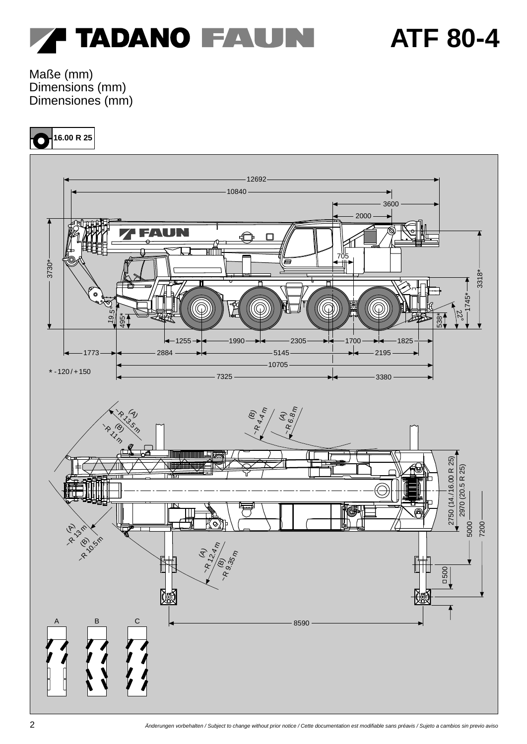# TADANO FAUN ATF 80-4

Maße (mm)
Dimensions (mm)
Dimensiones (mm)

16.00 R 25

12692
10840
3600
2000
705
3730*
3318*
1745*
22°
538*
19,5°
495*
1255 | 1990 | 2305 | 1700 | 1825
1773 | 2884 | 5145 | 2195
10705
7325 | 3380

* -120 / +150

(A) ~R 13,5 m
(B) ~R 11 m
(B) ~R 4,4 m
(A) ~R 6,8 m
(A) ~R 13 m
(B) ~R 10,5 m
(A) ~R 12,4 m
(B) ~R 9,35 m

2750 (14./16.00 R 25)
2970 (20.5 R 25)
5000
7200
□500
8590

A B C

Änderungen vorbehalten / Subject to change without prior notice / Cette documentation est modifiable sans préavis / Sujeto a cambios sin previo aviso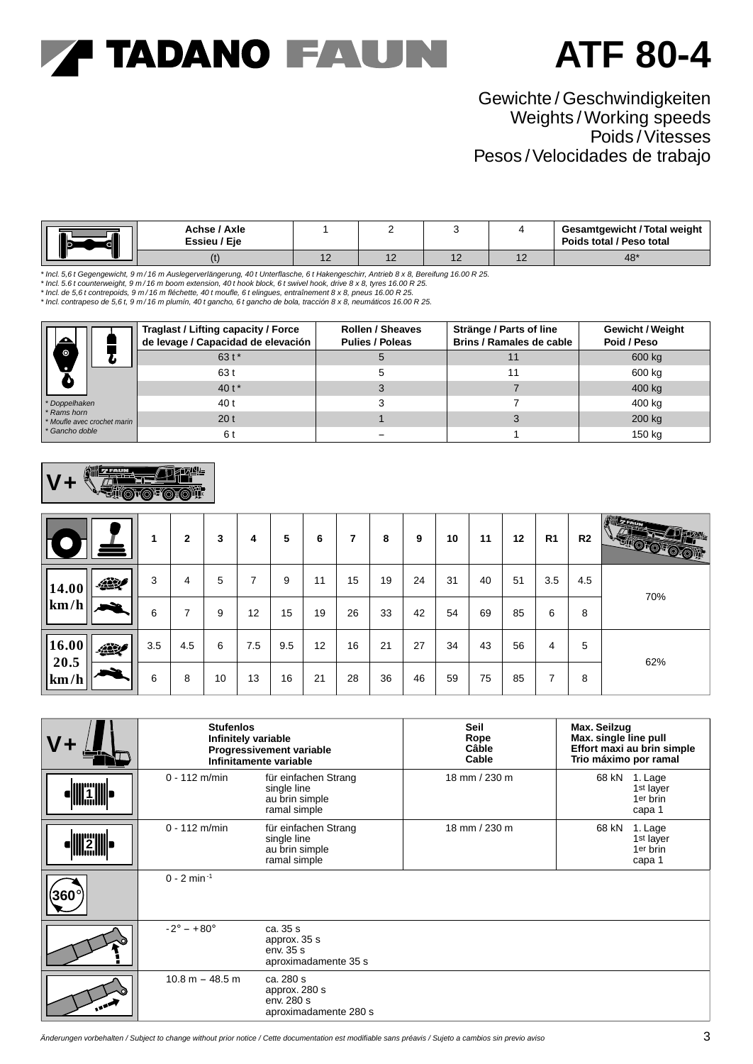# TADANO FAUN ATF 80-4

## Gewichte / Geschwindigkeiten
## Weights / Working speeds
## Poids / Vitesses
## Pesos / Velocidades de trabajo

| Achse / Axle Essieu / Eje | 1 | 2 | 3 | 4 | Gesamtgewicht / Total weight Poids total / Peso total |
|---|---|---|---|---|---|
| (t) | 12 | 12 | 12 | 12 | 48* |

*\* Incl. 5,6 t Gegengewicht, 9 m / 16 m Auslegerverlängerung, 40 t Unterflasche, 6 t Hakengeschirr, Antrieb 8 x 8, Bereifung 16.00 R 25.*
*\* Incl. 5.6 t counterweight, 9 m / 16 m boom extension, 40 t hook block, 6 t swivel hook, drive 8 x 8, tyres 16.00 R 25.*
*\* Incl. de 5,6 t contrepoids, 9 m / 16 m fléchette, 40 t moufle, 6 t elingues, entraînement 8 x 8, pneus 16.00 R 25.*
*\* Incl. contrapeso de 5,6 t, 9 m / 16 m plumín, 40 t gancho, 6 t gancho de bola, tracción 8 x 8, neumáticos 16.00 R 25.*

| Traglast / Lifting capacity / Force de levage / Capacidad de elevación | Rollen / Sheaves Pulies / Poleas | Stränge / Parts of line Brins / Ramales de cable | Gewicht / Weight Poid / Peso |
|---|---|---|---|
| 63 t * | 5 | 11 | 600 kg |
| 63 t | 5 | 11 | 600 kg |
| 40 t * | 3 | 7 | 400 kg |
| 40 t | 3 | 7 | 400 kg |
| 20 t | 1 | 3 | 200 kg |
| 6 t | – | 1 | 150 kg |

*\* Doppelhaken*
*\* Rams horn*
*\* Moufle avec crochet marin*
*\* Gancho doble*

V+

| | | 1 | 2 | 3 | 4 | 5 | 6 | 7 | 8 | 9 | 10 | 11 | 12 | R1 | R2 | |
|---|---|---|---|---|---|---|---|---|---|---|---|---|---|---|---|---|
| 14.00 km/h | slow | 3 | 4 | 5 | 7 | 9 | 11 | 15 | 19 | 24 | 31 | 40 | 51 | 3.5 | 4.5 | 70% |
| | fast | 6 | 7 | 9 | 12 | 15 | 19 | 26 | 33 | 42 | 54 | 69 | 85 | 6 | 8 | |
| 16.00 20.5 km/h | slow | 3.5 | 4.5 | 6 | 7.5 | 9.5 | 12 | 16 | 21 | 27 | 34 | 43 | 56 | 4 | 5 | 62% |
| | fast | 6 | 8 | 10 | 13 | 16 | 21 | 28 | 36 | 46 | 59 | 75 | 85 | 7 | 8 | |

| V+ | Stufenlos / Infinitely variable / Progressivement variable / Infinitamente variable | | Seil / Rope / Câble / Cable | Max. Seilzug / Max. single line pull / Effort maxi au brin simple / Trio máximo por ramal |
|---|---|---|---|---|
| 1 | 0 - 112 m/min | für einfachen Strang / single line / au brin simple / ramal simple | 18 mm / 230 m | 68 kN 1. Lage / 1st layer / 1er brin / capa 1 |
| 2 | 0 - 112 m/min | für einfachen Strang / single line / au brin simple / ramal simple | 18 mm / 230 m | 68 kN 1. Lage / 1st layer / 1er brin / capa 1 |
| 360° | 0 - 2 min$^{-1}$ | | | |
| | -2° – +80° | ca. 35 s / approx. 35 s / env. 35 s / aproximadamente 35 s | | |
| | 10.8 m – 48.5 m | ca. 280 s / approx. 280 s / env. 280 s / aproximadamente 280 s | | |

*Änderungen vorbehalten / Subject to change without prior notice / Cette documentation est modifiable sans préavis / Sujeto a cambios sin previo aviso*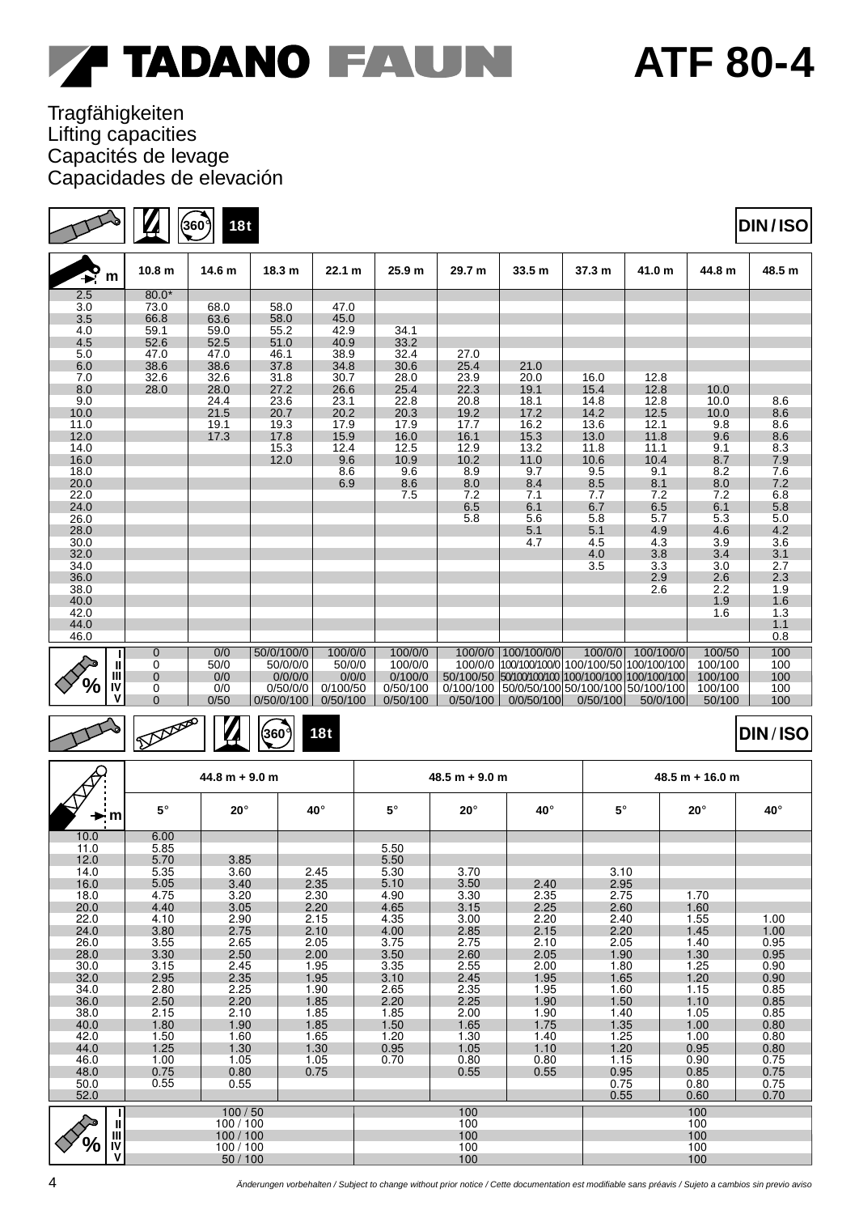# TADANO FAUN ATF 80-4

Tragfähigkeiten
Lifting capacities
Capacités de levage
Capacidades de elevación

360° 18t DIN / ISO

| m | 10.8 m | 14.6 m | 18.3 m | 22.1 m | 25.9 m | 29.7 m | 33.5 m | 37.3 m | 41.0 m | 44.8 m | 48.5 m |
|---|---|---|---|---|---|---|---|---|---|---|---|
| 2.5 | 80.0* | | | | | | | | | | |
| 3.0 | 73.0 | 68.0 | 58.0 | 47.0 | | | | | | | |
| 3.5 | 66.8 | 63.6 | 58.0 | 45.0 | | | | | | | |
| 4.0 | 59.1 | 59.0 | 55.2 | 42.9 | 34.1 | | | | | | |
| 4.5 | 52.6 | 52.5 | 51.0 | 40.9 | 33.2 | | | | | | |
| 5.0 | 47.0 | 47.0 | 46.1 | 38.9 | 32.4 | 27.0 | | | | | |
| 6.0 | 38.6 | 38.6 | 37.8 | 34.8 | 30.6 | 25.4 | 21.0 | | | | |
| 7.0 | 32.6 | 32.6 | 31.8 | 30.7 | 28.0 | 23.9 | 20.0 | 16.0 | 12.8 | | |
| 8.0 | 28.0 | 28.0 | 27.2 | 26.6 | 25.4 | 22.3 | 19.1 | 15.4 | 12.8 | 10.0 | |
| 9.0 | | 24.4 | 23.6 | 23.1 | 22.8 | 20.8 | 18.1 | 14.8 | 12.8 | 10.0 | 8.6 |
| 10.0 | | 21.5 | 20.7 | 20.2 | 20.3 | 19.2 | 17.2 | 14.2 | 12.5 | 10.0 | 8.6 |
| 11.0 | | 19.1 | 19.3 | 17.9 | 17.9 | 17.7 | 16.2 | 13.6 | 12.1 | 9.8 | 8.6 |
| 12.0 | | 17.3 | 17.8 | 15.9 | 16.0 | 16.1 | 15.3 | 13.0 | 11.8 | 9.6 | 8.6 |
| 14.0 | | | 15.3 | 12.4 | 12.5 | 12.9 | 13.2 | 11.8 | 11.1 | 9.1 | 8.3 |
| 16.0 | | | 12.0 | 9.6 | 10.9 | 10.2 | 11.0 | 10.6 | 10.4 | 8.7 | 7.9 |
| 18.0 | | | | 8.6 | 9.6 | 8.9 | 9.7 | 9.5 | 9.1 | 8.2 | 7.6 |
| 20.0 | | | | 6.9 | 8.6 | 8.0 | 8.4 | 8.5 | 8.1 | 8.0 | 7.2 |
| 22.0 | | | | | 7.5 | 7.2 | 7.1 | 7.7 | 7.2 | 7.2 | 6.8 |
| 24.0 | | | | | | 6.5 | 6.1 | 6.7 | 6.5 | 6.1 | 5.8 |
| 26.0 | | | | | | 5.8 | 5.6 | 5.8 | 5.7 | 5.3 | 5.0 |
| 28.0 | | | | | | | 5.1 | 5.1 | 4.9 | 4.6 | 4.2 |
| 30.0 | | | | | | | 4.7 | 4.5 | 4.3 | 3.9 | 3.6 |
| 32.0 | | | | | | | | 4.0 | 3.8 | 3.4 | 3.1 |
| 34.0 | | | | | | | | 3.5 | 3.3 | 3.0 | 2.7 |
| 36.0 | | | | | | | | | 2.9 | 2.6 | 2.3 |
| 38.0 | | | | | | | | | 2.6 | 2.2 | 1.9 |
| 40.0 | | | | | | | | | | 1.9 | 1.6 |
| 42.0 | | | | | | | | | | 1.6 | 1.3 |
| 44.0 | | | | | | | | | | | 1.1 |
| 46.0 | | | | | | | | | | | 0.8 |
| % I | 0 | 0/0 | 50/0/100/0 | 100/0/0 | 100/0/0 | 100/0/0 | 100/100/0/0 | 100/0/0 | 100/100/0 | 100/50 | 100 |
| % II | 0 | 50/0 | 50/0/0/0 | 50/0/0 | 100/0/0 | 100/0/0 | 100/100/100/0 | 100/100/50 | 100/100/100 | 100/100 | 100 |
| % III | 0 | 0/0 | 0/0/0/0 | 0/0/0 | 0/100/0 | 50/100/50 | 50/100/100/100 | 100/100/100 | 100/100/100 | 100/100 | 100 |
| % IV | 0 | 0/0 | 0/50/0/0 | 0/100/50 | 0/50/100 | 0/100/100 | 50/0/50/100 | 50/100/100 | 50/100/100 | 100/100 | 100 |
| % V | 0 | 0/50 | 0/50/0/100 | 0/50/100 | 0/50/100 | 0/50/100 | 0/0/50/100 | 0/50/100 | 50/0/100 | 50/100 | 100 |

360° 18t DIN / ISO

| m | 44.8 m + 9.0 m | | | 48.5 m + 9.0 m | | | 48.5 m + 16.0 m | | |
|---|---|---|---|---|---|---|---|---|---|
| | 5° | 20° | 40° | 5° | 20° | 40° | 5° | 20° | 40° |
| 10.0 | 6.00 | | | | | | | | |
| 11.0 | 5.85 | | | 5.50 | | | | | |
| 12.0 | 5.70 | 3.85 | | 5.50 | | | | | |
| 14.0 | 5.35 | 3.60 | 2.45 | 5.30 | 3.70 | | 3.10 | | |
| 16.0 | 5.05 | 3.40 | 2.35 | 5.10 | 3.50 | 2.40 | 2.95 | | |
| 18.0 | 4.75 | 3.20 | 2.30 | 4.90 | 3.30 | 2.35 | 2.75 | 1.70 | |
| 20.0 | 4.40 | 3.05 | 2.20 | 4.65 | 3.15 | 2.25 | 2.60 | 1.60 | |
| 22.0 | 4.10 | 2.90 | 2.15 | 4.35 | 3.00 | 2.20 | 2.40 | 1.55 | 1.00 |
| 24.0 | 3.80 | 2.75 | 2.10 | 4.00 | 2.85 | 2.15 | 2.20 | 1.45 | 1.00 |
| 26.0 | 3.55 | 2.65 | 2.05 | 3.75 | 2.75 | 2.10 | 2.05 | 1.40 | 0.95 |
| 28.0 | 3.30 | 2.50 | 2.00 | 3.50 | 2.60 | 2.05 | 1.90 | 1.30 | 0.95 |
| 30.0 | 3.15 | 2.45 | 1.95 | 3.35 | 2.55 | 2.00 | 1.80 | 1.25 | 0.90 |
| 32.0 | 2.95 | 2.35 | 1.95 | 3.10 | 2.45 | 1.95 | 1.65 | 1.20 | 0.90 |
| 34.0 | 2.80 | 2.25 | 1.90 | 2.65 | 2.35 | 1.95 | 1.60 | 1.15 | 0.85 |
| 36.0 | 2.50 | 2.20 | 1.85 | 2.20 | 2.25 | 1.90 | 1.50 | 1.10 | 0.85 |
| 38.0 | 2.15 | 2.10 | 1.85 | 1.85 | 2.00 | 1.90 | 1.40 | 1.05 | 0.85 |
| 40.0 | 1.80 | 1.90 | 1.85 | 1.50 | 1.65 | 1.75 | 1.35 | 1.00 | 0.80 |
| 42.0 | 1.50 | 1.60 | 1.65 | 1.20 | 1.30 | 1.40 | 1.25 | 1.00 | 0.80 |
| 44.0 | 1.25 | 1.30 | 1.30 | 0.95 | 1.05 | 1.10 | 1.20 | 0.95 | 0.80 |
| 46.0 | 1.00 | 1.05 | 1.05 | 0.70 | 0.80 | 0.80 | 1.15 | 0.90 | 0.75 |
| 48.0 | 0.75 | 0.80 | 0.75 | | 0.55 | 0.55 | 0.95 | 0.85 | 0.75 |
| 50.0 | 0.55 | 0.55 | | | | | 0.75 | 0.80 | 0.75 |
| 52.0 | | | | | | | 0.55 | 0.60 | 0.70 |
| % I | 100 / 50 | | | 100 | | | 100 | | |
| % II | 100 / 100 | | | 100 | | | 100 | | |
| % III | 100 / 100 | | | 100 | | | 100 | | |
| % IV | 100 / 100 | | | 100 | | | 100 | | |
| % V | 50 / 100 | | | 100 | | | 100 | | |

*Änderungen vorbehalten / Subject to change without prior notice / Cette documentation est modifiable sans préavis / Sujeto a cambios sin previo aviso*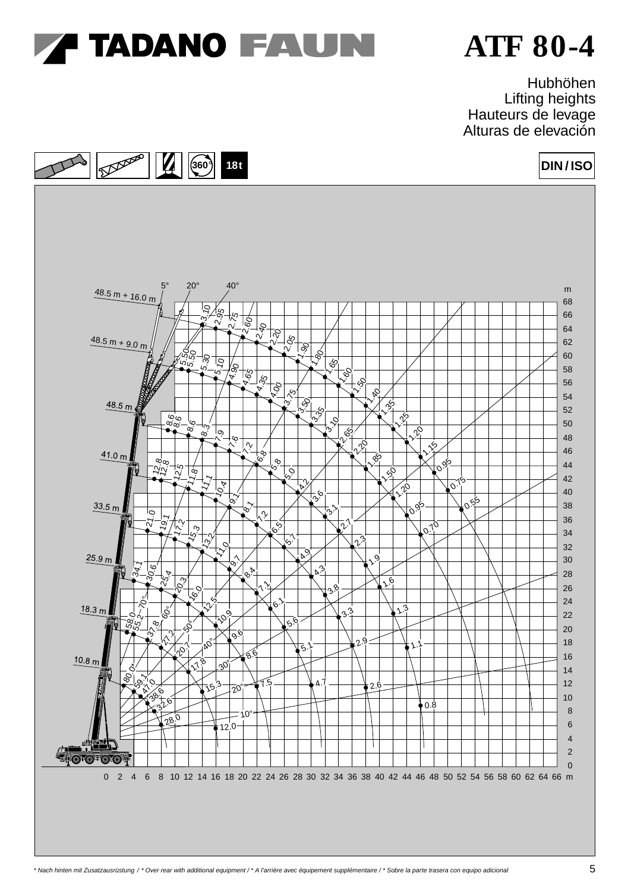# TADANO FAUN ATF 80-4

Hubhöhen
Lifting heights
Hauteurs de levage
Alturas de elevación

360° 18t

DIN / ISO

* Nach hinten mit Zusatzausrüstung / * Over rear with additional equipment / * A l'arrière avec équipement supplémentaire / * Sobre la parte trasera con equipo adicional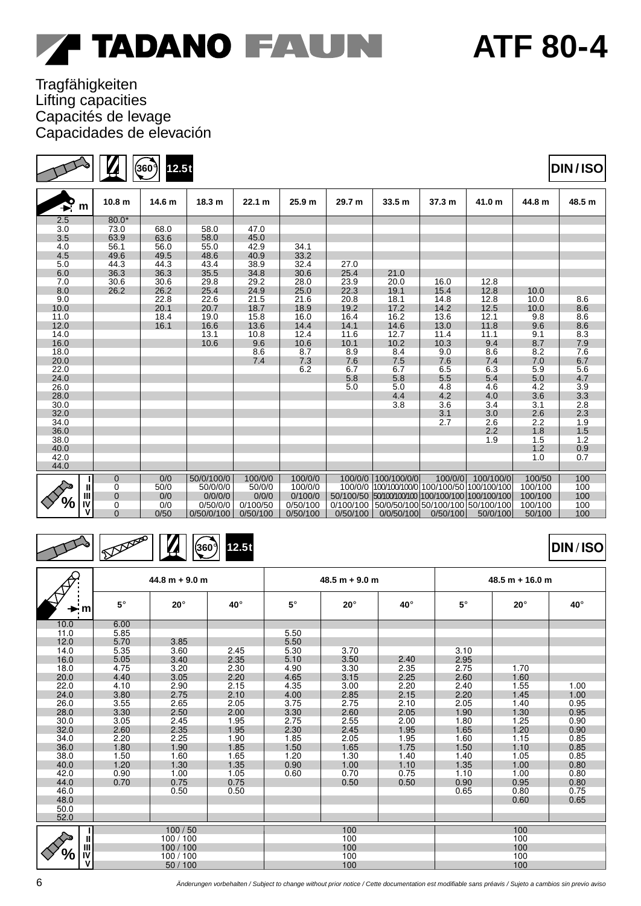# TADANO FAUN ATF 80-4

Tragfähigkeiten
Lifting capacities
Capacités de levage
Capacidades de elevación

360° 12.5t DIN / ISO

| m | 10.8 m | 14.6 m | 18.3 m | 22.1 m | 25.9 m | 29.7 m | 33.5 m | 37.3 m | 41.0 m | 44.8 m | 48.5 m |
|---|---|---|---|---|---|---|---|---|---|---|---|
| 2.5 | 80.0* | | | | | | | | | | |
| 3.0 | 73.0 | 68.0 | 58.0 | 47.0 | | | | | | | |
| 3.5 | 63.9 | 63.6 | 58.0 | 45.0 | | | | | | | |
| 4.0 | 56.1 | 56.0 | 55.0 | 42.9 | 34.1 | | | | | | |
| 4.5 | 49.6 | 49.5 | 48.6 | 40.9 | 33.2 | | | | | | |
| 5.0 | 44.3 | 44.3 | 43.4 | 38.9 | 32.4 | 27.0 | | | | | |
| 6.0 | 36.3 | 36.3 | 35.5 | 34.8 | 30.6 | 25.4 | 21.0 | | | | |
| 7.0 | 30.6 | 30.6 | 29.8 | 29.2 | 28.0 | 23.9 | 20.0 | 16.0 | 12.8 | | |
| 8.0 | 26.2 | 26.2 | 25.4 | 24.9 | 25.0 | 22.3 | 19.1 | 15.4 | 12.8 | 10.0 | |
| 9.0 | | 22.8 | 22.6 | 21.5 | 21.6 | 20.8 | 18.1 | 14.8 | 12.8 | 10.0 | 8.6 |
| 10.0 | | 20.1 | 20.7 | 18.7 | 18.9 | 19.2 | 17.2 | 14.2 | 12.5 | 10.0 | 8.6 |
| 11.0 | | 18.4 | 19.0 | 15.8 | 16.0 | 16.4 | 16.2 | 13.6 | 12.1 | 9.8 | 8.6 |
| 12.0 | | 16.1 | 16.6 | 13.6 | 14.4 | 14.1 | 14.6 | 13.0 | 11.8 | 9.6 | 8.6 |
| 14.0 | | | 13.1 | 10.8 | 12.4 | 11.6 | 12.7 | 11.4 | 11.1 | 9.1 | 8.3 |
| 16.0 | | | 10.6 | 9.6 | 10.6 | 10.1 | 10.2 | 10.3 | 9.4 | 8.7 | 7.9 |
| 18.0 | | | | 8.6 | 8.7 | 8.9 | 8.4 | 9.0 | 8.6 | 8.2 | 7.6 |
| 20.0 | | | | 7.4 | 7.3 | 7.6 | 7.5 | 7.6 | 7.4 | 7.0 | 6.7 |
| 22.0 | | | | | 6.2 | 6.7 | 6.7 | 6.5 | 6.3 | 5.9 | 5.6 |
| 24.0 | | | | | | 5.8 | 5.8 | 5.5 | 5.4 | 5.0 | 4.7 |
| 26.0 | | | | | | 5.0 | 5.0 | 4.8 | 4.6 | 4.2 | 3.9 |
| 28.0 | | | | | | | 4.4 | 4.2 | 4.0 | 3.6 | 3.3 |
| 30.0 | | | | | | | 3.8 | 3.6 | 3.4 | 3.1 | 2.8 |
| 32.0 | | | | | | | | 3.1 | 3.0 | 2.6 | 2.3 |
| 34.0 | | | | | | | | 2.7 | 2.6 | 2.2 | 1.9 |
| 36.0 | | | | | | | | | 2.2 | 1.8 | 1.5 |
| 38.0 | | | | | | | | | 1.9 | 1.5 | 1.2 |
| 40.0 | | | | | | | | | | 1.2 | 0.9 |
| 42.0 | | | | | | | | | | 1.0 | 0.7 |
| 44.0 | | | | | | | | | | | |
| % I | 0 | 0/0 | 50/0/100/0 | 100/0/0 | 100/0/0 | 100/0/0 | 100/100/0/0 | 100/0/0 | 100/100/0 | 100/50 | 100 |
| % II | 0 | 50/0 | 50/0/0/0 | 50/0/0 | 100/0/0 | 100/0/0 | 100/100/100/0 | 100/100/50 | 100/100/100 | 100/100 | 100 |
| % III | 0 | 0/0 | 0/0/0/0 | 0/0/0 | 0/100/0 | 50/100/50 | 50/100/100/100 | 100/100/100 | 100/100/100 | 100/100 | 100 |
| % IV | 0 | 0/0 | 0/50/0/0 | 0/100/50 | 0/50/100 | 0/100/100 | 50/0/50/100 | 50/100/100 | 50/100/100 | 100/100 | 100 |
| % V | 0 | 0/50 | 0/50/0/100 | 0/50/100 | 0/50/100 | 0/50/100 | 0/0/50/100 | 0/50/100 | 50/0/100 | 50/100 | 100 |

360° 12.5t DIN / ISO

| m | 44.8 m + 9.0 m | | | 48.5 m + 9.0 m | | | 48.5 m + 16.0 m | | |
|---|---|---|---|---|---|---|---|---|---|
| | 5° | 20° | 40° | 5° | 20° | 40° | 5° | 20° | 40° |
| 10.0 | 6.00 | | | | | | | | |
| 11.0 | 5.85 | | | 5.50 | | | | | |
| 12.0 | 5.70 | 3.85 | | 5.50 | | | | | |
| 14.0 | 5.35 | 3.60 | 2.45 | 5.30 | 3.70 | | 3.10 | | |
| 16.0 | 5.05 | 3.40 | 2.35 | 5.10 | 3.50 | 2.40 | 2.95 | | |
| 18.0 | 4.75 | 3.20 | 2.30 | 4.90 | 3.30 | 2.35 | 2.75 | 1.70 | |
| 20.0 | 4.40 | 3.05 | 2.20 | 4.65 | 3.15 | 2.25 | 2.60 | 1.60 | |
| 22.0 | 4.10 | 2.90 | 2.15 | 4.35 | 3.00 | 2.20 | 2.40 | 1.55 | 1.00 |
| 24.0 | 3.80 | 2.75 | 2.10 | 4.00 | 2.85 | 2.15 | 2.20 | 1.45 | 1.00 |
| 26.0 | 3.55 | 2.65 | 2.05 | 3.75 | 2.75 | 2.10 | 2.05 | 1.40 | 0.95 |
| 28.0 | 3.30 | 2.50 | 2.00 | 3.30 | 2.60 | 2.05 | 1.90 | 1.30 | 0.95 |
| 30.0 | 3.05 | 2.45 | 1.95 | 2.75 | 2.55 | 2.00 | 1.80 | 1.25 | 0.90 |
| 32.0 | 2.60 | 2.35 | 1.95 | 2.30 | 2.45 | 1.95 | 1.65 | 1.20 | 0.90 |
| 34.0 | 2.20 | 2.25 | 1.90 | 1.85 | 2.05 | 1.95 | 1.60 | 1.15 | 0.85 |
| 36.0 | 1.80 | 1.90 | 1.85 | 1.50 | 1.65 | 1.75 | 1.50 | 1.10 | 0.85 |
| 38.0 | 1.50 | 1.60 | 1.65 | 1.20 | 1.30 | 1.40 | 1.40 | 1.05 | 0.85 |
| 40.0 | 1.20 | 1.30 | 1.35 | 0.90 | 1.00 | 1.10 | 1.35 | 1.00 | 0.80 |
| 42.0 | 0.90 | 1.00 | 1.05 | 0.60 | 0.70 | 0.75 | 1.10 | 1.00 | 0.80 |
| 44.0 | 0.70 | 0.75 | 0.75 | | 0.50 | 0.50 | 0.90 | 0.95 | 0.80 |
| 46.0 | | 0.50 | 0.50 | | | | 0.65 | 0.80 | 0.75 |
| 48.0 | | | | | | | | 0.60 | 0.65 |
| 50.0 | | | | | | | | | |
| 52.0 | | | | | | | | | |
| % I | 100 / 50 | | | 100 | | | 100 | | |
| % II | 100 / 100 | | | 100 | | | 100 | | |
| % III | 100 / 100 | | | 100 | | | 100 | | |
| % IV | 100 / 100 | | | 100 | | | 100 | | |
| % V | 50 / 100 | | | 100 | | | 100 | | |

*Änderungen vorbehalten / Subject to change without prior notice / Cette documentation est modifiable sans préavis / Sujeto a cambios sin previo aviso*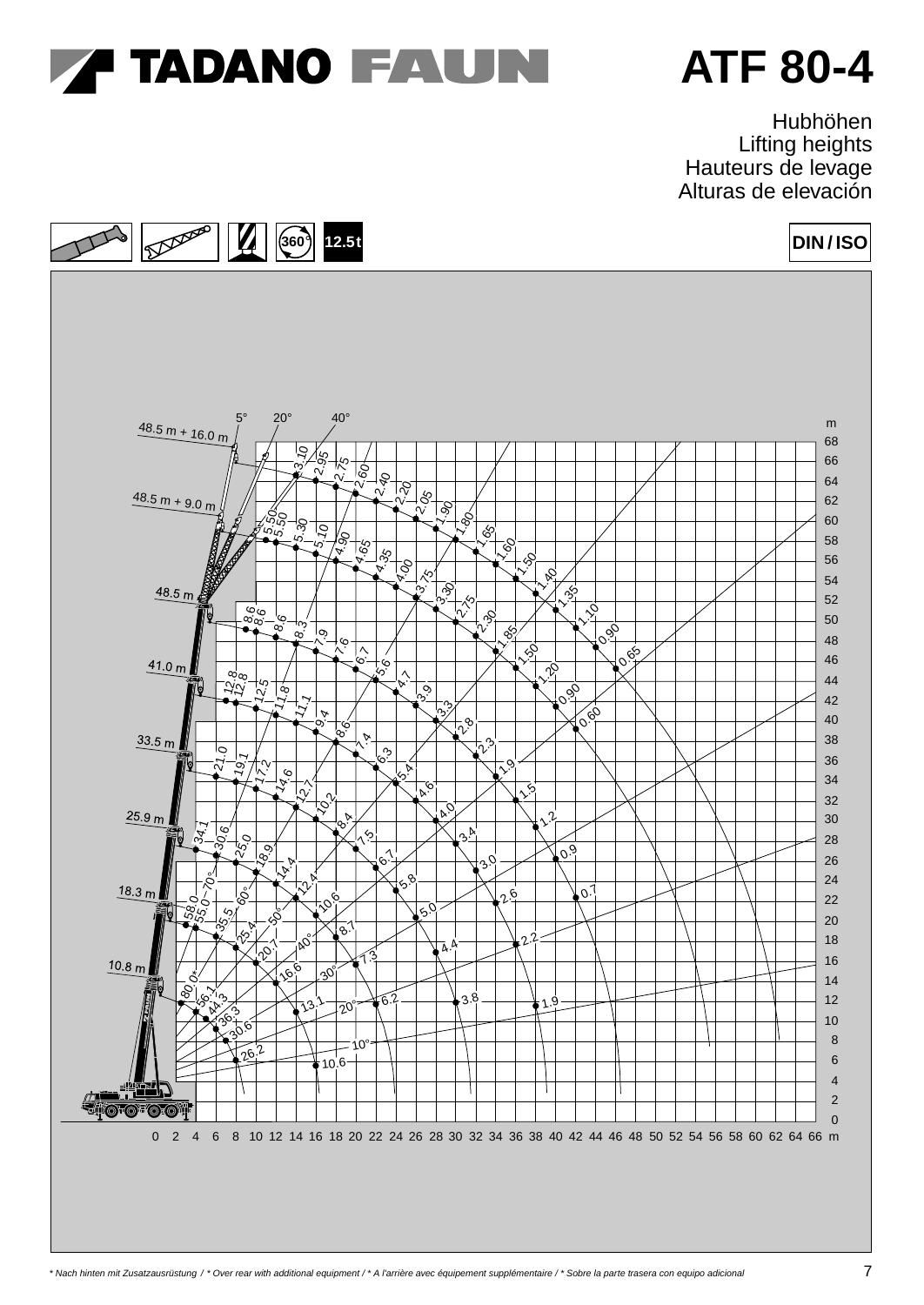# TADANO FAUN ATF 80-4

Hubhöhen
Lifting heights
Hauteurs de levage
Alturas de elevación

360° 12.5t

DIN / ISO

48.5 m + 16.0 m
48.5 m + 9.0 m
48.5 m
41.0 m
33.5 m
25.9 m
18.3 m
10.8 m

5° 20° 40°

m
68
66
64
62
60
58
56
54
52
50
48
46
44
42
40
38
36
34
32
30
28
26
24
22
20
18
16
14
12
10
8
6
4
2
0

0 2 4 6 8 10 12 14 16 18 20 22 24 26 28 30 32 34 36 38 40 42 44 46 48 50 52 54 56 58 60 62 64 66 m

48.5 m + 16.0 m: 3.10, 2.95, 2.75, 2.60, 2.40, 2.20, 2.05, 1.90, 1.80, 1.65, 1.60, 1.50, 1.40, 1.35, 1.10, 0.90, 0.65

48.5 m + 9.0 m: 5.50, 5.50, 5.30, 5.10, 4.90, 4.65, 4.35, 4.00, 3.75, 3.30, 2.75, 2.30, 1.85, 1.50, 1.20, 0.90, 0.60

48.5 m: 8.6, 8.6, 8.6, 8.3, 7.9, 7.6, 6.7, 5.6, 4.7, 3.9, 3.3, 2.8, 2.3, 1.9, 1.5, 1.2, 0.9, 0.7

41.0 m: 12.8, 12.8, 12.5, 11.8, 11.1, 9.4, 8.6, 7.4, 6.3, 5.4, 4.6, 4.0, 3.4, 3.0, 2.6, 2.2

33.5 m: 21.0, 19.1, 17.2, 14.6, 12.7, 10.2, 8.4, 7.5, 6.7, 5.8, 5.0, 4.4

25.9 m: 34.1, 30.6, 25.0, 18.9, 14.4, 12.4, 10.6, 8.7, 7.3, 6.2, 3.8, 1.9

18.3 m: 58.0, 55.0, 35.5, 25.4, 20.7, 16.6, 13.1, 10.6

10.8 m: 80.0*, 56.1, 44.3, 36.3, 30.6, 26.2

70°, 60°, 50°, 40°, 30°, 20°, 10°

\* Nach hinten mit Zusatzausrüstung / \* Over rear with additional equipment / \* A l'arrière avec équipement supplémentaire / \* Sobre la parte trasera con equipo adicional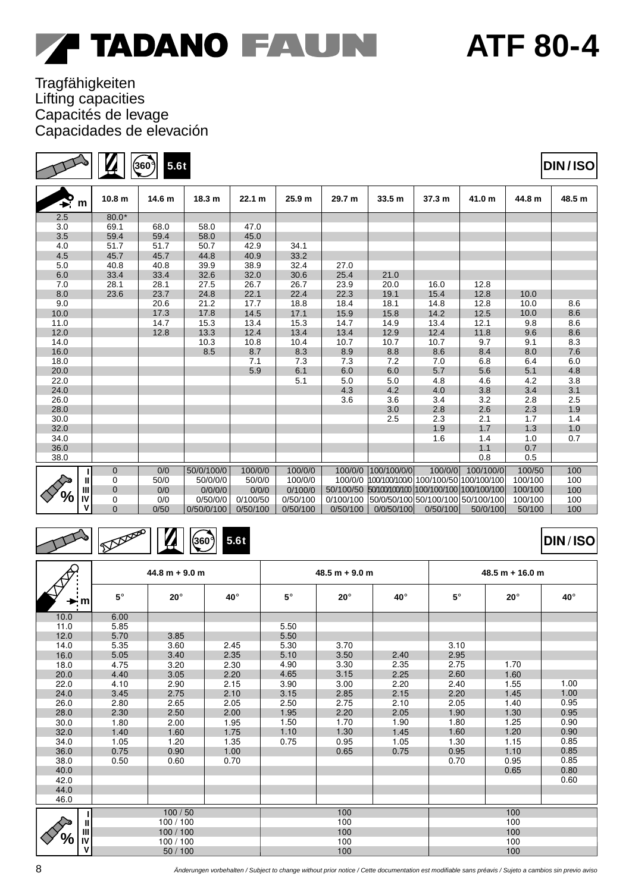# TADANO FAUN ATF 80-4

Tragfähigkeiten
Lifting capacities
Capacités de levage
Capacidades de elevación

360° 5.6t DIN / ISO

| m | 10.8 m | 14.6 m | 18.3 m | 22.1 m | 25.9 m | 29.7 m | 33.5 m | 37.3 m | 41.0 m | 44.8 m | 48.5 m |
|---|---|---|---|---|---|---|---|---|---|---|---|
| 2.5 | 80.0* | | | | | | | | | | |
| 3.0 | 69.1 | 68.0 | 58.0 | 47.0 | | | | | | | |
| 3.5 | 59.4 | 59.4 | 58.0 | 45.0 | | | | | | | |
| 4.0 | 51.7 | 51.7 | 50.7 | 42.9 | 34.1 | | | | | | |
| 4.5 | 45.7 | 45.7 | 44.8 | 40.9 | 33.2 | | | | | | |
| 5.0 | 40.8 | 40.8 | 39.9 | 38.9 | 32.4 | 27.0 | | | | | |
| 6.0 | 33.4 | 33.4 | 32.6 | 32.0 | 30.6 | 25.4 | 21.0 | | | | |
| 7.0 | 28.1 | 28.1 | 27.5 | 26.7 | 26.7 | 23.9 | 20.0 | 16.0 | 12.8 | | |
| 8.0 | 23.6 | 23.7 | 24.8 | 22.1 | 22.4 | 22.3 | 19.1 | 15.4 | 12.8 | 10.0 | |
| 9.0 | | 20.6 | 21.2 | 17.7 | 18.8 | 18.4 | 18.1 | 14.8 | 12.8 | 10.0 | 8.6 |
| 10.0 | | 17.3 | 17.8 | 14.5 | 17.1 | 15.9 | 15.8 | 14.2 | 12.5 | 10.0 | 8.6 |
| 11.0 | | 14.7 | 15.3 | 13.4 | 15.3 | 14.7 | 14.9 | 13.4 | 12.1 | 9.8 | 8.6 |
| 12.0 | | 12.8 | 13.3 | 12.4 | 13.4 | 13.4 | 12.9 | 12.4 | 11.8 | 9.6 | 8.6 |
| 14.0 | | | 10.3 | 10.8 | 10.4 | 10.7 | 10.7 | 10.7 | 9.7 | 9.1 | 8.3 |
| 16.0 | | | 8.5 | 8.7 | 8.3 | 8.9 | 8.8 | 8.6 | 8.4 | 8.0 | 7.6 |
| 18.0 | | | | 7.1 | 7.3 | 7.3 | 7.2 | 7.0 | 6.8 | 6.4 | 6.0 |
| 20.0 | | | | 5.9 | 6.1 | 6.0 | 6.0 | 5.7 | 5.6 | 5.1 | 4.8 |
| 22.0 | | | | | 5.1 | 5.0 | 5.0 | 4.8 | 4.6 | 4.2 | 3.8 |
| 24.0 | | | | | | 4.3 | 4.2 | 4.0 | 3.8 | 3.4 | 3.1 |
| 26.0 | | | | | | 3.6 | 3.6 | 3.4 | 3.2 | 2.8 | 2.5 |
| 28.0 | | | | | | | 3.0 | 2.8 | 2.6 | 2.3 | 1.9 |
| 30.0 | | | | | | | 2.5 | 2.3 | 2.1 | 1.7 | 1.4 |
| 32.0 | | | | | | | | 1.9 | 1.7 | 1.3 | 1.0 |
| 34.0 | | | | | | | | 1.6 | 1.4 | 1.0 | 0.7 |
| 36.0 | | | | | | | | | 1.1 | 0.7 | |
| 38.0 | | | | | | | | | 0.8 | 0.5 | |
| % I | 0 | 0/0 | 50/0/100/0 | 100/0/0 | 100/0/0 | 100/0/0 | 100/100/0/0 | 100/0/0 | 100/100/0 | 100/50 | 100 |
| % II | 0 | 50/0 | 50/0/0/0 | 50/0/0 | 100/0/0 | 100/0/0 | 100/100/100/0 | 100/100/50 | 100/100/100 | 100/100 | 100 |
| % III | 0 | 0/0 | 0/0/0/0 | 0/0/0 | 0/100/0 | 50/100/50 | 50/100/100/100 | 100/100/100 | 100/100/100 | 100/100 | 100 |
| % IV | 0 | 0/0 | 0/50/0/0 | 0/100/50 | 0/50/100 | 0/100/100 | 50/0/50/100 | 50/100/100 | 50/100/100 | 100/100 | 100 |
| % V | 0 | 0/50 | 0/50/0/100 | 0/50/100 | 0/50/100 | 0/50/100 | 0/0/50/100 | 0/50/100 | 50/0/100 | 50/100 | 100 |

360° 5.6t DIN / ISO

| m | 44.8 m + 9.0 m | | | 48.5 m + 9.0 m | | | 48.5 m + 16.0 m | | |
|---|---|---|---|---|---|---|---|---|---|
| | 5° | 20° | 40° | 5° | 20° | 40° | 5° | 20° | 40° |
| 10.0 | 6.00 | | | | | | | | |
| 11.0 | 5.85 | | | 5.50 | | | | | |
| 12.0 | 5.70 | 3.85 | | 5.50 | | | | | |
| 14.0 | 5.35 | 3.60 | 2.45 | 5.30 | 3.70 | | 3.10 | | |
| 16.0 | 5.05 | 3.40 | 2.35 | 5.10 | 3.50 | 2.40 | 2.95 | | |
| 18.0 | 4.75 | 3.20 | 2.30 | 4.90 | 3.30 | 2.35 | 2.75 | 1.70 | |
| 20.0 | 4.40 | 3.05 | 2.20 | 4.65 | 3.15 | 2.25 | 2.60 | 1.60 | |
| 22.0 | 4.10 | 2.90 | 2.15 | 3.90 | 3.00 | 2.20 | 2.40 | 1.55 | 1.00 |
| 24.0 | 3.45 | 2.75 | 2.10 | 3.15 | 2.85 | 2.15 | 2.20 | 1.45 | 1.00 |
| 26.0 | 2.80 | 2.65 | 2.05 | 2.50 | 2.75 | 2.10 | 2.05 | 1.40 | 0.95 |
| 28.0 | 2.30 | 2.50 | 2.00 | 1.95 | 2.20 | 2.05 | 1.90 | 1.30 | 0.95 |
| 30.0 | 1.80 | 2.00 | 1.95 | 1.50 | 1.70 | 1.90 | 1.80 | 1.25 | 0.90 |
| 32.0 | 1.40 | 1.60 | 1.75 | 1.10 | 1.30 | 1.45 | 1.60 | 1.20 | 0.90 |
| 34.0 | 1.05 | 1.20 | 1.35 | 0.75 | 0.95 | 1.05 | 1.30 | 1.15 | 0.85 |
| 36.0 | 0.75 | 0.90 | 1.00 | | 0.65 | 0.75 | 0.95 | 1.10 | 0.85 |
| 38.0 | 0.50 | 0.60 | 0.70 | | | | 0.70 | 0.95 | 0.85 |
| 40.0 | | | | | | | | 0.65 | 0.80 |
| 42.0 | | | | | | | | | 0.60 |
| 44.0 | | | | | | | | | |
| 46.0 | | | | | | | | | |
| % I | 100 / 50 | | | 100 | | | 100 | | |
| % II | 100 / 100 | | | 100 | | | 100 | | |
| % III | 100 / 100 | | | 100 | | | 100 | | |
| % IV | 100 / 100 | | | 100 | | | 100 | | |
| % V | 50 / 100 | | | 100 | | | 100 | | |

Änderungen vorbehalten / Subject to change without prior notice / Cette documentation est modifiable sans préavis / Sujeto a cambios sin previo aviso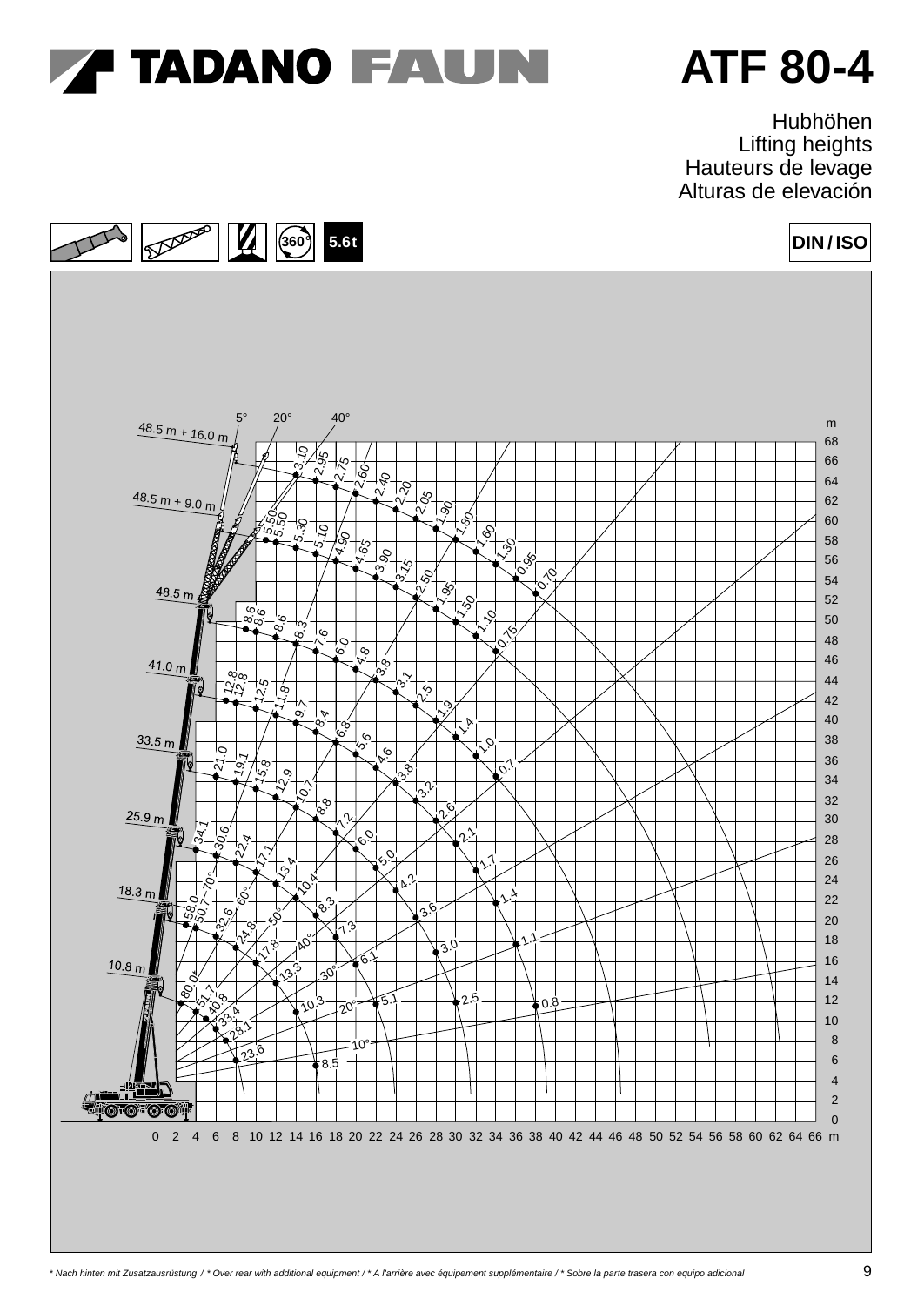# TADANO FAUN

# ATF 80-4

Hubhöhen
Lifting heights
Hauteurs de levage
Alturas de elevación

360° 5.6t

DIN / ISO

48.5 m + 16.0 m

48.5 m + 9.0 m

48.5 m

41.0 m

33.5 m

25.9 m

18.3 m

10.8 m

5° 20° 40°

m
68
66
64
62
60
58
56
54
52
50
48
46
44
42
40
38
36
34
32
30
28
26
24
22
20
18
16
14
12
10
8
6
4
2
0

0 2 4 6 8 10 12 14 16 18 20 22 24 26 28 30 32 34 36 38 40 42 44 46 48 50 52 54 56 58 60 62 64 66 m

*Nach hinten mit Zusatzausrüstung / * Over rear with additional equipment / * A l'arrière avec équipement supplémentaire / * Sobre la parte trasera con equipo adicional*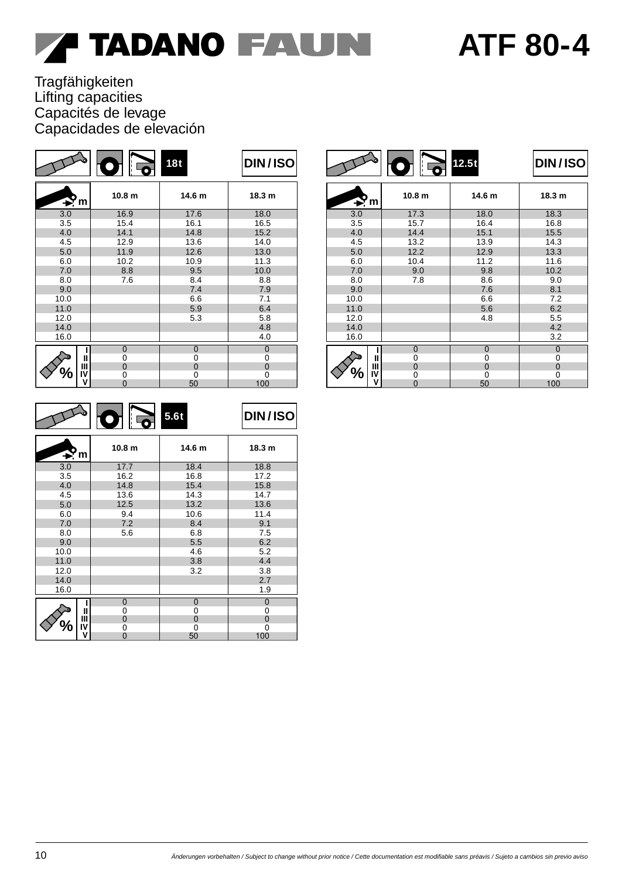# TADANO FAUN ATF 80-4

Tragfähigkeiten
Lifting capacities
Capacités de levage
Capacidades de elevación

**18t — DIN / ISO**

| m | 10.8 m | 14.6 m | 18.3 m |
|---|---|---|---|
| 3.0 | 16.9 | 17.6 | 18.0 |
| 3.5 | 15.4 | 16.1 | 16.5 |
| 4.0 | 14.1 | 14.8 | 15.2 |
| 4.5 | 12.9 | 13.6 | 14.0 |
| 5.0 | 11.9 | 12.6 | 13.0 |
| 6.0 | 10.2 | 10.9 | 11.3 |
| 7.0 | 8.8 | 9.5 | 10.0 |
| 8.0 | 7.6 | 8.4 | 8.8 |
| 9.0 | | 7.4 | 7.9 |
| 10.0 | | 6.6 | 7.1 |
| 11.0 | | 5.9 | 6.4 |
| 12.0 | | 5.3 | 5.8 |
| 14.0 | | | 4.8 |
| 16.0 | | | 4.0 |
| % I | 0 | 0 | 0 |
| % II | 0 | 0 | 0 |
| % III | 0 | 0 | 0 |
| % IV | 0 | 0 | 0 |
| % V | 0 | 50 | 100 |

**12.5t — DIN / ISO**

| m | 10.8 m | 14.6 m | 18.3 m |
|---|---|---|---|
| 3.0 | 17.3 | 18.0 | 18.3 |
| 3.5 | 15.7 | 16.4 | 16.8 |
| 4.0 | 14.4 | 15.1 | 15.5 |
| 4.5 | 13.2 | 13.9 | 14.3 |
| 5.0 | 12.2 | 12.9 | 13.3 |
| 6.0 | 10.4 | 11.2 | 11.6 |
| 7.0 | 9.0 | 9.8 | 10.2 |
| 8.0 | 7.8 | 8.6 | 9.0 |
| 9.0 | | 7.6 | 8.1 |
| 10.0 | | 6.6 | 7.2 |
| 11.0 | | 5.6 | 6.2 |
| 12.0 | | 4.8 | 5.5 |
| 14.0 | | | 4.2 |
| 16.0 | | | 3.2 |
| % I | 0 | 0 | 0 |
| % II | 0 | 0 | 0 |
| % III | 0 | 0 | 0 |
| % IV | 0 | 0 | 0 |
| % V | 0 | 50 | 100 |

**5.6t — DIN / ISO**

| m | 10.8 m | 14.6 m | 18.3 m |
|---|---|---|---|
| 3.0 | 17.7 | 18.4 | 18.8 |
| 3.5 | 16.2 | 16.8 | 17.2 |
| 4.0 | 14.8 | 15.4 | 15.8 |
| 4.5 | 13.6 | 14.3 | 14.7 |
| 5.0 | 12.5 | 13.2 | 13.6 |
| 6.0 | 9.4 | 10.6 | 11.4 |
| 7.0 | 7.2 | 8.4 | 9.1 |
| 8.0 | 5.6 | 6.8 | 7.5 |
| 9.0 | | 5.5 | 6.2 |
| 10.0 | | 4.6 | 5.2 |
| 11.0 | | 3.8 | 4.4 |
| 12.0 | | 3.2 | 3.8 |
| 14.0 | | | 2.7 |
| 16.0 | | | 1.9 |
| % I | 0 | 0 | 0 |
| % II | 0 | 0 | 0 |
| % III | 0 | 0 | 0 |
| % IV | 0 | 0 | 0 |
| % V | 0 | 50 | 100 |

*Änderungen vorbehalten / Subject to change without prior notice / Cette documentation est modifiable sans préavis / Sujeto a cambios sin previo aviso*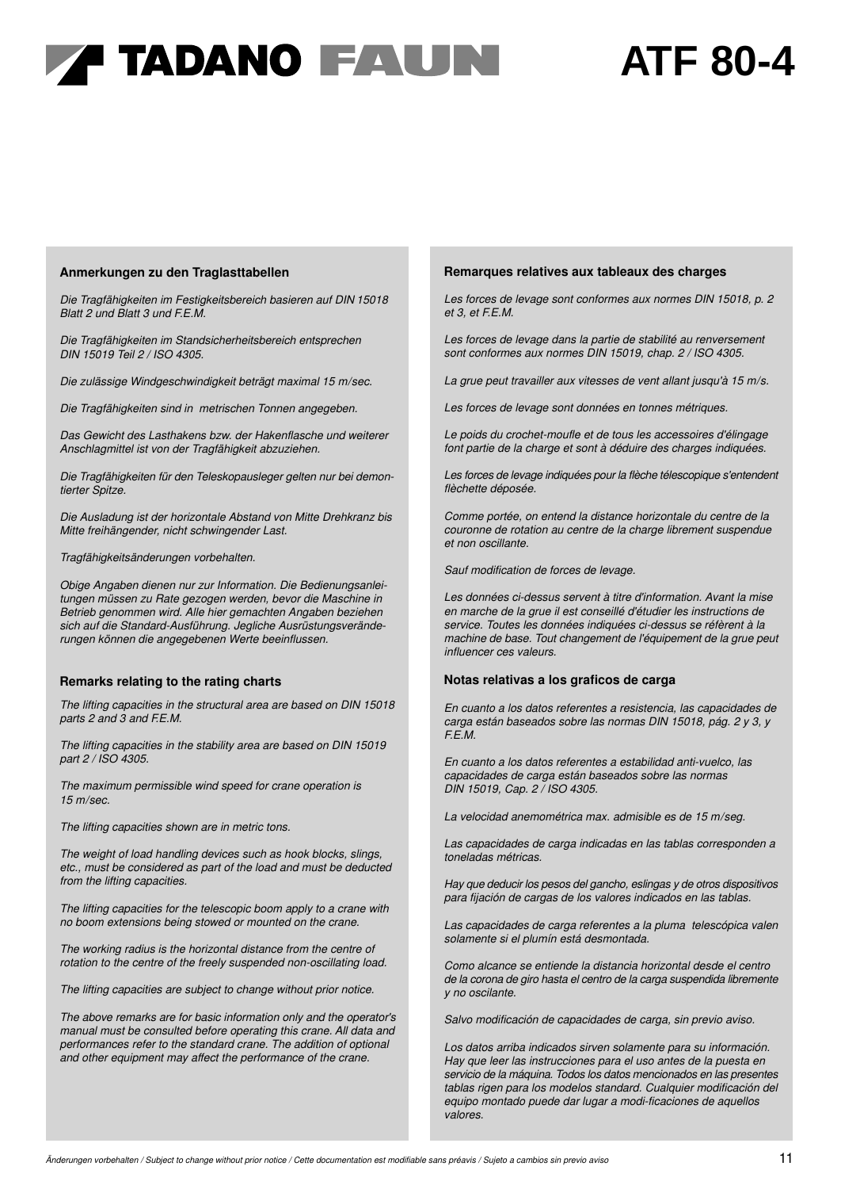# TADANO FAUN ATF 80-4

## Anmerkungen zu den Traglasttabellen

*Die Tragfähigkeiten im Festigkeitsbereich basieren auf DIN 15018 Blatt 2 und Blatt 3 und F.E.M.*

*Die Tragfähigkeiten im Standsicherheitsbereich entsprechen DIN 15019 Teil 2 / ISO 4305.*

*Die zulässige Windgeschwindigkeit beträgt maximal 15 m/sec.*

*Die Tragfähigkeiten sind in metrischen Tonnen angegeben.*

*Das Gewicht des Lasthakens bzw. der Hakenflasche und weiterer Anschlagmittel ist von der Tragfähigkeit abzuziehen.*

*Die Tragfähigkeiten für den Teleskopausleger gelten nur bei demontierter Spitze.*

*Die Ausladung ist der horizontale Abstand von Mitte Drehkranz bis Mitte freihängender, nicht schwingender Last.*

*Tragfähigkeitsänderungen vorbehalten.*

*Obige Angaben dienen nur zur Information. Die Bedienungsanleitungen müssen zu Rate gezogen werden, bevor die Maschine in Betrieb genommen wird. Alle hier gemachten Angaben beziehen sich auf die Standard-Ausführung. Jegliche Ausrüstungsveränderungen können die angegebenen Werte beeinflussen.*

## Remarks relating to the rating charts

*The lifting capacities in the structural area are based on DIN 15018 parts 2 and 3 and F.E.M.*

*The lifting capacities in the stability area are based on DIN 15019 part 2 / ISO 4305.*

*The maximum permissible wind speed for crane operation is 15 m/sec.*

*The lifting capacities shown are in metric tons.*

*The weight of load handling devices such as hook blocks, slings, etc., must be considered as part of the load and must be deducted from the lifting capacities.*

*The lifting capacities for the telescopic boom apply to a crane with no boom extensions being stowed or mounted on the crane.*

*The working radius is the horizontal distance from the centre of rotation to the centre of the freely suspended non-oscillating load.*

*The lifting capacities are subject to change without prior notice.*

*The above remarks are for basic information only and the operator's manual must be consulted before operating this crane. All data and performances refer to the standard crane. The addition of optional and other equipment may affect the performance of the crane.*

## Remarques relatives aux tableaux des charges

*Les forces de levage sont conformes aux normes DIN 15018, p. 2 et 3, et F.E.M.*

*Les forces de levage dans la partie de stabilité au renversement sont conformes aux normes DIN 15019, chap. 2 / ISO 4305.*

*La grue peut travailler aux vitesses de vent allant jusqu'à 15 m/s.*

*Les forces de levage sont données en tonnes métriques.*

*Le poids du crochet-moufle et de tous les accessoires d'élingage font partie de la charge et sont à déduire des charges indiquées.*

*Les forces de levage indiquées pour la flèche télescopique s'entendent flèchette déposée.*

*Comme portée, on entend la distance horizontale du centre de la couronne de rotation au centre de la charge librement suspendue et non oscillante.*

*Sauf modification de forces de levage.*

*Les données ci-dessus servent à titre d'information. Avant la mise en marche de la grue il est conseillé d'étudier les instructions de service. Toutes les données indiquées ci-dessus se réfèrent à la machine de base. Tout changement de l'équipement de la grue peut influencer ces valeurs.*

## Notas relativas a los graficos de carga

*En cuanto a los datos referentes a resistencia, las capacidades de carga están baseados sobre las normas DIN 15018, pág. 2 y 3, y F.E.M.*

*En cuanto a los datos referentes a estabilidad anti-vuelco, las capacidades de carga están baseados sobre las normas DIN 15019, Cap. 2 / ISO 4305.*

*La velocidad anemométrica max. admisible es de 15 m/seg.*

*Las capacidades de carga indicadas en las tablas corresponden a toneladas métricas.*

*Hay que deducir los pesos del gancho, eslingas y de otros dispositivos para fijación de cargas de los valores indicados en las tablas.*

*Las capacidades de carga referentes a la pluma telescópica valen solamente si el plumín está desmontada.*

*Como alcance se entiende la distancia horizontal desde el centro de la corona de giro hasta el centro de la carga suspendida libremente y no oscilante.*

*Salvo modificación de capacidades de carga, sin previo aviso.*

*Los datos arriba indicados sirven solamente para su información. Hay que leer las instrucciones para el uso antes de la puesta en servicio de la máquina. Todos los datos mencionados en las presentes tablas rigen para los modelos standard. Cualquier modificación del equipo montado puede dar lugar a modi-ficaciones de aquellos valores.*

*Änderungen vorbehalten / Subject to change without prior notice / Cette documentation est modifiable sans préavis / Sujeto a cambios sin previo aviso*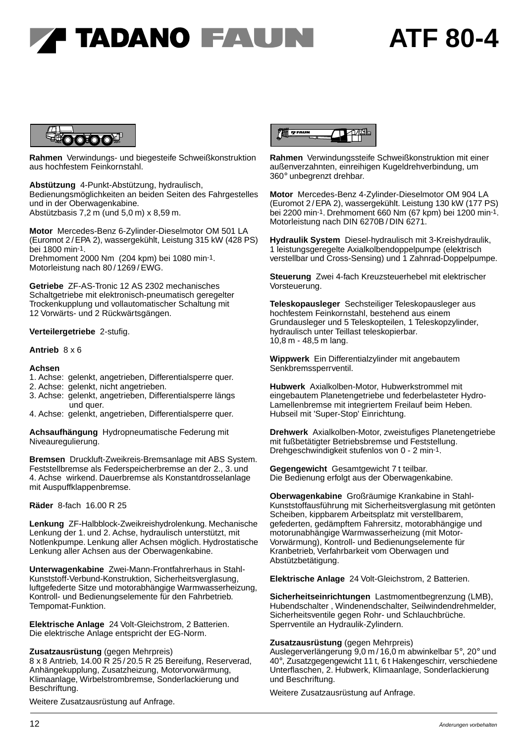# TADANO FAUN ATF 80-4

**Rahmen** Verwindungs- und biegesteife Schweißkonstruktion aus hochfestem Feinkornstahl.

**Abstützung** 4-Punkt-Abstützung, hydraulisch, Bedienungsmöglichkeiten an beiden Seiten des Fahrgestelles und in der Oberwagenkabine.
Abstützbasis 7,2 m (und 5,0 m) x 8,59 m.

**Motor** Mercedes-Benz 6-Zylinder-Dieselmotor OM 501 LA (Euromot 2 / EPA 2), wassergekühlt, Leistung 315 kW (428 PS) bei 1800 min$^{-1}$.
Drehmoment 2000 Nm (204 kpm) bei 1080 min$^{-1}$.
Motorleistung nach 80 / 1269 / EWG.

**Getriebe** ZF-AS-Tronic 12 AS 2302 mechanisches Schaltgetriebe mit elektronisch-pneumatisch geregelter Trockenkupplung und vollautomatischer Schaltung mit 12 Vorwärts- und 2 Rückwärtsgängen.

**Verteilergetriebe** 2-stufig.

**Antrieb** 8 x 6

**Achsen**
1. Achse: gelenkt, angetrieben, Differentialsperre quer.
2. Achse: gelenkt, nicht angetrieben.
3. Achse: gelenkt, angetrieben, Differentialsperre längs und quer.
4. Achse: gelenkt, angetrieben, Differentialsperre quer.

**Achsaufhängung** Hydropneumatische Federung mit Niveauregulierung.

**Bremsen** Druckluft-Zweikreis-Bremsanlage mit ABS System. Feststellbremse als Federspeicherbremse an der 2., 3. und 4. Achse wirkend. Dauerbremse als Konstantdrosselanlage mit Auspuffklappenbremse.

**Räder** 8-fach 16.00 R 25

**Lenkung** ZF-Halbblock-Zweikreishydrolenkung. Mechanische Lenkung der 1. und 2. Achse, hydraulisch unterstützt, mit Notlenkpumpe. Lenkung aller Achsen möglich. Hydrostatische Lenkung aller Achsen aus der Oberwagenkabine.

**Unterwagenkabine** Zwei-Mann-Frontfahrerhaus in Stahl-Kunststoff-Verbund-Konstruktion, Sicherheitsverglasung, luftgefederte Sitze und motorabhängige Warmwasserheizung, Kontroll- und Bedienungselemente für den Fahrbetrieb. Tempomat-Funktion.

**Elektrische Anlage** 24 Volt-Gleichstrom, 2 Batterien.
Die elektrische Anlage entspricht der EG-Norm.

**Zusatzausrüstung** (gegen Mehrpreis)
8 x 8 Antrieb, 14.00 R 25 / 20.5 R 25 Bereifung, Reserverad, Anhängekupplung, Zusatzheizung, Motorvorwärmung, Klimaanlage, Wirbelstrombremse, Sonderlackierung und Beschriftung.

Weitere Zusatzausrüstung auf Anfrage.

**Rahmen** Verwindungssteife Schweißkonstruktion mit einer außenverzahnten, einreihigen Kugeldrehverbindung, um 360° unbegrenzt drehbar.

**Motor** Mercedes-Benz 4-Zylinder-Dieselmotor OM 904 LA (Euromot 2 / EPA 2), wassergekühlt. Leistung 130 kW (177 PS) bei 2200 min$^{-1}$. Drehmoment 660 Nm (67 kpm) bei 1200 min$^{-1}$. Motorleistung nach DIN 6270B / DIN 6271.

**Hydraulik System** Diesel-hydraulisch mit 3-Kreishydraulik, 1 leistungsgeregelte Axialkolbendoppelpumpe (elektrisch verstellbar und Cross-Sensing) und 1 Zahnrad-Doppelpumpe.

**Steuerung** Zwei 4-fach Kreuzsteuerhebel mit elektrischer Vorsteuerung.

**Teleskopausleger** Sechsteiliger Teleskopausleger aus hochfestem Feinkornstahl, bestehend aus einem Grundausleger und 5 Teleskopteilen, 1 Teleskopzylinder, hydraulisch unter Teillast teleskopierbar.
10,8 m - 48,5 m lang.

**Wippwerk** Ein Differentialzylinder mit angebautem Senkbremssperrventil.

**Hubwerk** Axialkolben-Motor, Hubwerkstrommel mit eingebautem Planetengetriebe und federbelasteter Hydro-Lamellenbremse mit integriertem Freilauf beim Heben. Hubseil mit 'Super-Stop' Einrichtung.

**Drehwerk** Axialkolben-Motor, zweistufiges Planetengetriebe mit fußbetätigter Betriebsbremse und Feststellung. Drehgeschwindigkeit stufenlos von 0 - 2 min$^{-1}$.

**Gegengewicht** Gesamtgewicht 7 t teilbar.
Die Bedienung erfolgt aus der Oberwagenkabine.

**Oberwagenkabine** Großräumige Krankabine in Stahl-Kunststoffausführung mit Sicherheitsverglasung mit getönten Scheiben, kippbarem Arbeitsplatz mit verstellbarem, gefederten, gedämpftem Fahrersitz, motorabhängige und motorunabhängige Warmwasserheizung (mit Motor-Vorwärmung), Kontroll- und Bedienungselemente für Kranbetrieb, Verfahrbarkeit vom Oberwagen und Abstützbetätigung.

**Elektrische Anlage** 24 Volt-Gleichstrom, 2 Batterien.

**Sicherheitseinrichtungen** Lastmomentbegrenzung (LMB), Hubendschalter , Windenendschalter, Seilwindendrehmelder, Sicherheitsventile gegen Rohr- und Schlauchbrüche. Sperrventile an Hydraulik-Zylindern.

**Zusatzausrüstung** (gegen Mehrpreis)
Auslegerverlängerung 9,0 m / 16,0 m abwinkelbar 5°, 20° und 40°, Zusatzgegengewicht 11 t, 6 t Hakengeschirr, verschiedene Unterflaschen, 2. Hubwerk, Klimaanlage, Sonderlackierung und Beschriftung.

Weitere Zusatzausrüstung auf Anfrage.

*Änderungen vorbehalten*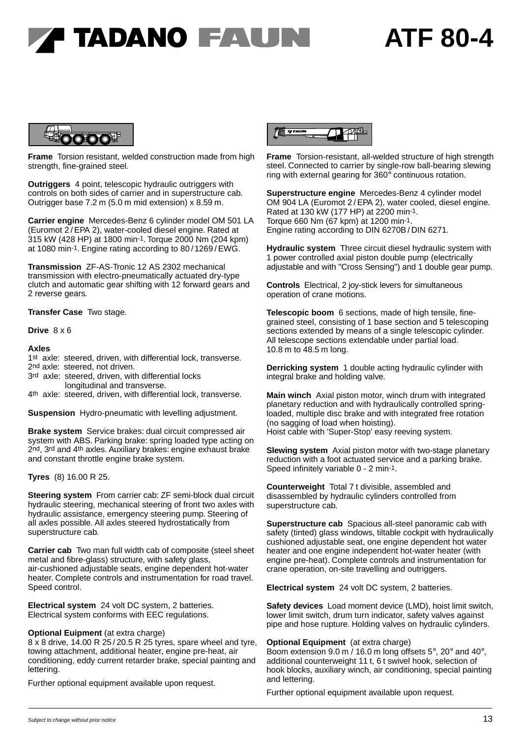# TADANO FAUN ATF 80-4

**Frame** Torsion resistant, welded construction made from high strength, fine-grained steel.

**Outriggers** 4 point, telescopic hydraulic outriggers with controls on both sides of carrier and in superstructure cab. Outrigger base 7.2 m (5.0 m mid extension) x 8.59 m.

**Carrier engine** Mercedes-Benz 6 cylinder model OM 501 LA (Euromot 2 / EPA 2), water-cooled diesel engine. Rated at 315 kW (428 HP) at 1800 min$^{-1}$. Torque 2000 Nm (204 kpm) at 1080 min$^{-1}$. Engine rating according to 80 / 1269 / EWG.

**Transmission** ZF-AS-Tronic 12 AS 2302 mechanical transmission with electro-pneumatically actuated dry-type clutch and automatic gear shifting with 12 forward gears and 2 reverse gears.

**Transfer Case** Two stage.

**Drive** 8 x 6

**Axles**
1st axle: steered, driven, with differential lock, transverse.
2nd axle: steered, not driven.
3rd axle: steered, driven, with differential locks longitudinal and transverse.
4th axle: steered, driven, with differential lock, transverse.

**Suspension** Hydro-pneumatic with levelling adjustment.

**Brake system** Service brakes: dual circuit compressed air system with ABS. Parking brake: spring loaded type acting on 2nd, 3rd and 4th axles. Auxiliary brakes: engine exhaust brake and constant throttle engine brake system.

**Tyres** (8) 16.00 R 25.

**Steering system** From carrier cab: ZF semi-block dual circuit hydraulic steering, mechanical steering of front two axles with hydraulic assistance, emergency steering pump. Steering of all axles possible. All axles steered hydrostatically from superstructure cab.

**Carrier cab** Two man full width cab of composite (steel sheet metal and fibre-glass) structure, with safety glass, air-cushioned adjustable seats, engine dependent hot-water heater. Complete controls and instrumentation for road travel. Speed control.

**Electrical system** 24 volt DC system, 2 batteries. Electrical system conforms with EEC regulations.

**Optional Euipment** (at extra charge)
8 x 8 drive, 14.00 R 25 / 20.5 R 25 tyres, spare wheel and tyre, towing attachment, additional heater, engine pre-heat, air conditioning, eddy current retarder brake, special painting and lettering.

Further optional equipment available upon request.

**Frame** Torsion-resistant, all-welded structure of high strength steel. Connected to carrier by single-row ball-bearing slewing ring with external gearing for 360° continuous rotation.

**Superstructure engine** Mercedes-Benz 4 cylinder model OM 904 LA (Euromot 2 / EPA 2), water cooled, diesel engine. Rated at 130 kW (177 HP) at 2200 min$^{-1}$.
Torque 660 Nm (67 kpm) at 1200 min$^{-1}$.
Engine rating according to DIN 6270B / DIN 6271.

**Hydraulic system** Three circuit diesel hydraulic system with 1 power controlled axial piston double pump (electrically adjustable and with "Cross Sensing") and 1 double gear pump.

**Controls** Electrical, 2 joy-stick levers for simultaneous operation of crane motions.

**Telescopic boom** 6 sections, made of high tensile, fine-grained steel, consisting of 1 base section and 5 telescoping sections extended by means of a single telescopic cylinder. All telescope sections extendable under partial load.
10.8 m to 48.5 m long.

**Derricking system** 1 double acting hydraulic cylinder with integral brake and holding valve.

**Main winch** Axial piston motor, winch drum with integrated planetary reduction and with hydraulically controlled spring-loaded, multiple disc brake and with integrated free rotation (no sagging of load when hoisting).
Hoist cable with 'Super-Stop' easy reeving system.

**Slewing system** Axial piston motor with two-stage planetary reduction with a foot actuated service and a parking brake. Speed infinitely variable 0 - 2 min$^{-1}$.

**Counterweight** Total 7 t divisible, assembled and disassembled by hydraulic cylinders controlled from superstructure cab.

**Superstructure cab** Spacious all-steel panoramic cab with safety (tinted) glass windows, tiltable cockpit with hydraulically cushioned adjustable seat, one engine dependent hot water heater and one engine independent hot-water heater (with engine pre-heat). Complete controls and instrumentation for crane operation, on-site travelling and outriggers.

**Electrical system** 24 volt DC system, 2 batteries.

**Safety devices** Load moment device (LMD), hoist limit switch, lower limit switch, drum turn indicator, safety valves against pipe and hose rupture. Holding valves on hydraulic cylinders.

**Optional Equipment** (at extra charge)
Boom extension 9.0 m / 16.0 m long offsets 5°, 20° and 40°, additional counterweight 11 t, 6 t swivel hook, selection of hook blocks, auxiliary winch, air conditioning, special painting and lettering.

Further optional equipment available upon request.

*Subject to change without prior notice*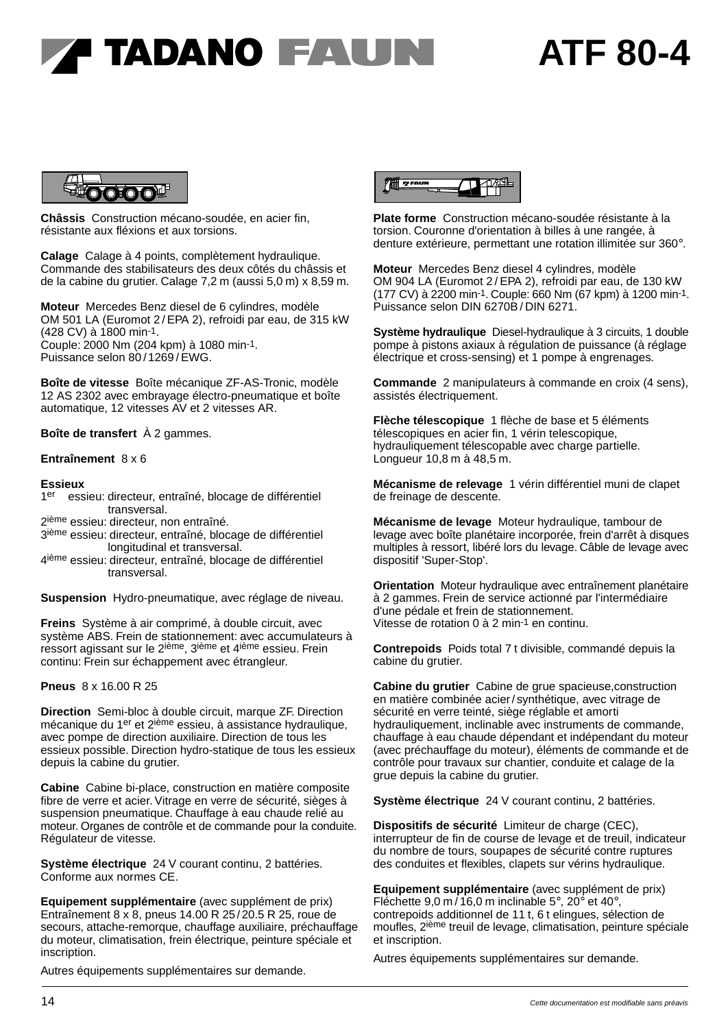# TADANO FAUN ATF 80-4

**Châssis** Construction mécano-soudée, en acier fin, résistante aux fléxions et aux torsions.

**Calage** Calage à 4 points, complètement hydraulique. Commande des stabilisateurs des deux côtés du châssis et de la cabine du grutier. Calage 7,2 m (aussi 5,0 m) x 8,59 m.

**Moteur** Mercedes Benz diesel de 6 cylindres, modèle OM 501 LA (Euromot 2 / EPA 2), refroidi par eau, de 315 kW (428 CV) à 1800 min$^{-1}$.
Couple: 2000 Nm (204 kpm) à 1080 min$^{-1}$.
Puissance selon 80 / 1269 / EWG.

**Boîte de vitesse** Boîte mécanique ZF-AS-Tronic, modèle 12 AS 2302 avec embrayage électro-pneumatique et boîte automatique, 12 vitesses AV et 2 vitesses AR.

**Boîte de transfert** À 2 gammes.

**Entraînement** 8 x 6

**Essieux**
1er essieu: directeur, entraîné, blocage de différentiel transversal.
2ième essieu: directeur, non entraîné.
3ième essieu: directeur, entraîné, blocage de différentiel longitudinal et transversal.
4ième essieu: directeur, entraîné, blocage de différentiel transversal.

**Suspension** Hydro-pneumatique, avec réglage de niveau.

**Freins** Système à air comprimé, à double circuit, avec système ABS. Frein de stationnement: avec accumulateurs à ressort agissant sur le 2ième, 3ième et 4ième essieu. Frein continu: Frein sur échappement avec étrangleur.

**Pneus** 8 x 16.00 R 25

**Direction** Semi-bloc à double circuit, marque ZF. Direction mécanique du 1er et 2ième essieu, à assistance hydraulique, avec pompe de direction auxiliaire. Direction de tous les essieux possible. Direction hydro-statique de tous les essieux depuis la cabine du grutier.

**Cabine** Cabine bi-place, construction en matière composite fibre de verre et acier. Vitrage en verre de sécurité, sièges à suspension pneumatique. Chauffage à eau chaude relié au moteur. Organes de contrôle et de commande pour la conduite. Régulateur de vitesse.

**Système électrique** 24 V courant continu, 2 battéries. Conforme aux normes CE.

**Equipement supplémentaire** (avec supplément de prix)
Entraînement 8 x 8, pneus 14.00 R 25 / 20.5 R 25, roue de secours, attache-remorque, chauffage auxiliaire, préchauffage du moteur, climatisation, frein électrique, peinture spéciale et inscription.

Autres équipements supplémentaires sur demande.

**Plate forme** Construction mécano-soudée résistante à la torsion. Couronne d'orientation à billes à une rangée, à denture extérieure, permettant une rotation illimitée sur 360°.

**Moteur** Mercedes Benz diesel 4 cylindres, modèle OM 904 LA (Euromot 2 / EPA 2), refroidi par eau, de 130 kW (177 CV) à 2200 min$^{-1}$. Couple: 660 Nm (67 kpm) à 1200 min$^{-1}$. Puissance selon DIN 6270B / DIN 6271.

**Système hydraulique** Diesel-hydraulique à 3 circuits, 1 double pompe à pistons axiaux à régulation de puissance (à réglage électrique et cross-sensing) et 1 pompe à engrenages.

**Commande** 2 manipulateurs à commande en croix (4 sens), assistés électriquement.

**Flèche télescopique** 1 flèche de base et 5 éléments télescopiques en acier fin, 1 vérin telescopique, hydrauliquement télescopable avec charge partielle. Longueur 10,8 m à 48,5 m.

**Mécanisme de relevage** 1 vérin différentiel muni de clapet de freinage de descente.

**Mécanisme de levage** Moteur hydraulique, tambour de levage avec boîte planétaire incorporée, frein d'arrêt à disques multiples à ressort, libéré lors du levage. Câble de levage avec dispositif 'Super-Stop'.

**Orientation** Moteur hydraulique avec entraînement planétaire à 2 gammes. Frein de service actionné par l'intermédiaire d'une pédale et frein de stationnement.
Vitesse de rotation 0 à 2 min$^{-1}$ en continu.

**Contrepoids** Poids total 7 t divisible, commandé depuis la cabine du grutier.

**Cabine du grutier** Cabine de grue spacieuse,construction en matière combinée acier / synthétique, avec vitrage de sécurité en verre teinté, siège réglable et amorti hydrauliquement, inclinable avec instruments de commande, chauffage à eau chaude dépendant et indépendant du moteur (avec préchauffage du moteur), éléments de commande et de contrôle pour travaux sur chantier, conduite et calage de la grue depuis la cabine du grutier.

**Système électrique** 24 V courant continu, 2 battéries.

**Dispositifs de sécurité** Limiteur de charge (CEC), interrupteur de fin de course de levage et de treuil, indicateur du nombre de tours, soupapes de sécurité contre ruptures des conduites et flexibles, clapets sur vérins hydraulique.

**Equipement supplémentaire** (avec supplément de prix)
Fléchette 9,0 m / 16,0 m inclinable 5°, 20° et 40°, contrepoids additionnel de 11 t, 6 t elingues, sélection de moufles, 2ième treuil de levage, climatisation, peinture spéciale et inscription.

Autres équipements supplémentaires sur demande.

*Cette documentation est modifiable sans préavis*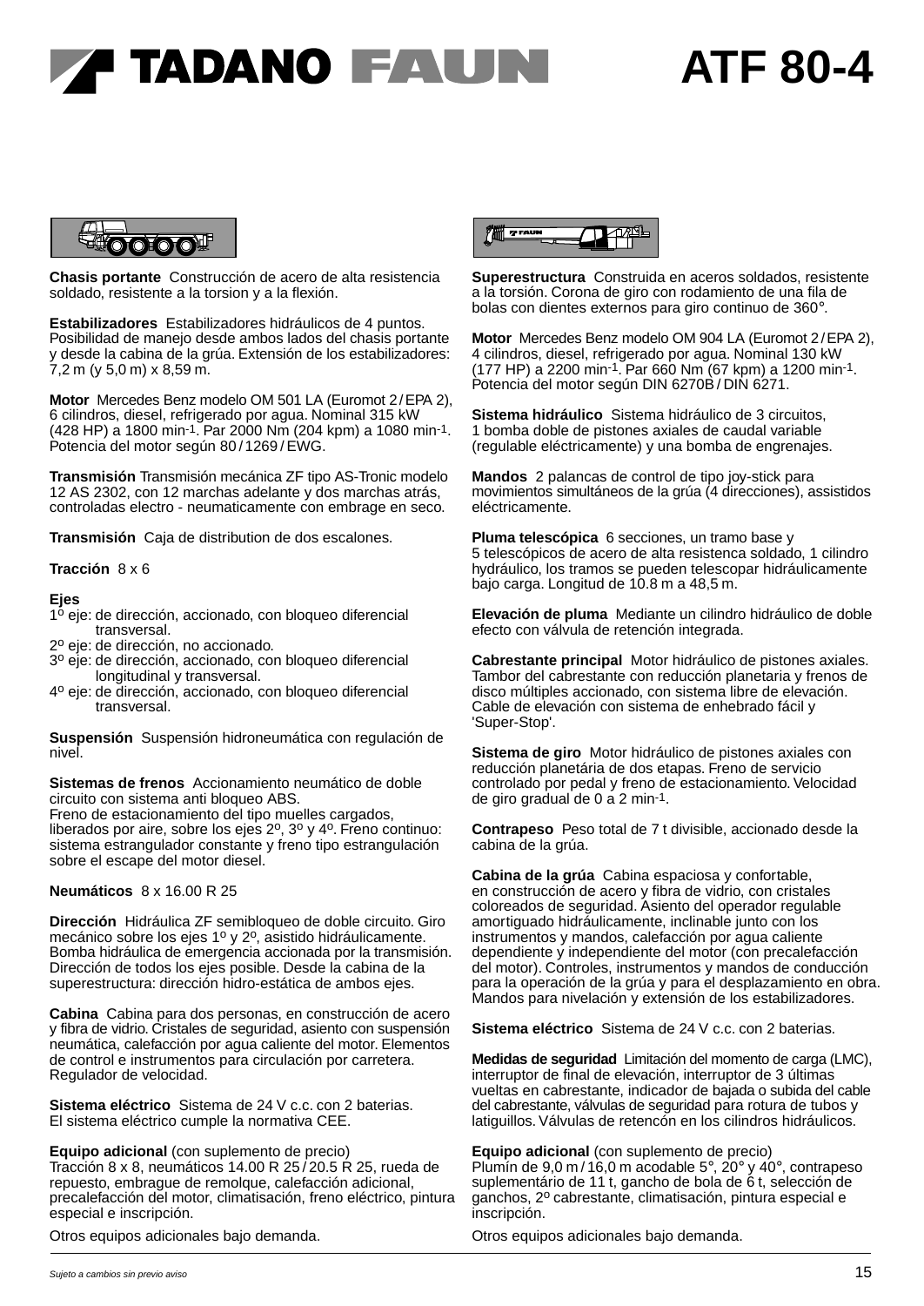# TADANO FAUN ATF 80-4

**Chasis portante** Construcción de acero de alta resistencia soldado, resistente a la torsion y a la flexión.

**Estabilizadores** Estabilizadores hidráulicos de 4 puntos. Posibilidad de manejo desde ambos lados del chasis portante y desde la cabina de la grúa. Extensión de los estabilizadores: 7,2 m (y 5,0 m) x 8,59 m.

**Motor** Mercedes Benz modelo OM 501 LA (Euromot 2 / EPA 2), 6 cilindros, diesel, refrigerado por agua. Nominal 315 kW (428 HP) a 1800 min$^{-1}$. Par 2000 Nm (204 kpm) a 1080 min$^{-1}$. Potencia del motor según 80 / 1269 / EWG.

**Transmisión** Transmisión mecánica ZF tipo AS-Tronic modelo 12 AS 2302, con 12 marchas adelante y dos marchas atrás, controladas electro - neumaticamente con embrage en seco.

**Transmisión** Caja de distribution de dos escalones.

**Tracción** 8 x 6

**Ejes**
1º eje: de dirección, accionado, con bloqueo diferencial transversal.
2º eje: de dirección, no accionado.
3º eje: de dirección, accionado, con bloqueo diferencial longitudinal y transversal.
4º eje: de dirección, accionado, con bloqueo diferencial transversal.

**Suspensión** Suspensión hidroneumática con regulación de nivel.

**Sistemas de frenos** Accionamiento neumático de doble circuito con sistema anti bloqueo ABS.
Freno de estacionamiento del tipo muelles cargados, liberados por aire, sobre los ejes 2º, 3º y 4º. Freno continuo: sistema estrangulador constante y freno tipo estrangulación sobre el escape del motor diesel.

**Neumáticos** 8 x 16.00 R 25

**Dirección** Hidráulica ZF semibloqueo de doble circuito. Giro mecánico sobre los ejes 1º y 2º, asistido hidráulicamente. Bomba hidráulica de emergencia accionada por la transmisión. Dirección de todos los ejes posible. Desde la cabina de la superestructura: dirección hidro-estática de ambos ejes.

**Cabina** Cabina para dos personas, en construcción de acero y fibra de vidrio. Cristales de seguridad, asiento con suspensión neumática, calefacción por agua caliente del motor. Elementos de control e instrumentos para circulación por carretera. Regulador de velocidad.

**Sistema eléctrico** Sistema de 24 V c.c. con 2 baterias.
El sistema eléctrico cumple la normativa CEE.

**Equipo adicional** (con suplemento de precio)
Tracción 8 x 8, neumáticos 14.00 R 25 / 20.5 R 25, rueda de repuesto, embrague de remolque, calefacción adicional, precalefacción del motor, climatisación, freno eléctrico, pintura especial e inscripción.

Otros equipos adicionales bajo demanda.

**Superestructura** Construida en aceros soldados, resistente a la torsión. Corona de giro con rodamiento de una fila de bolas con dientes externos para giro continuo de 360°.

**Motor** Mercedes Benz modelo OM 904 LA (Euromot 2 / EPA 2), 4 cilindros, diesel, refrigerado por agua. Nominal 130 kW (177 HP) a 2200 min$^{-1}$. Par 660 Nm (67 kpm) a 1200 min$^{-1}$. Potencia del motor según DIN 6270B / DIN 6271.

**Sistema hidráulico** Sistema hidráulico de 3 circuitos, 1 bomba doble de pistones axiales de caudal variable (regulable eléctricamente) y una bomba de engrenajes.

**Mandos** 2 palancas de control de tipo joy-stick para movimientos simultáneos de la grúa (4 direcciones), assistidos eléctricamente.

**Pluma telescópica** 6 secciones, un tramo base y 5 telescópicos de acero de alta resistenca soldado, 1 cilindro hydráulico, los tramos se pueden telescopar hidráulicamente bajo carga. Longitud de 10.8 m a 48,5 m.

**Elevación de pluma** Mediante un cilindro hidráulico de doble efecto con válvula de retención integrada.

**Cabrestante principal** Motor hidráulico de pistones axiales. Tambor del cabrestante con reducción planetaria y frenos de disco múltiples accionado, con sistema libre de elevación. Cable de elevación con sistema de enhebrado fácil y 'Super-Stop'.

**Sistema de giro** Motor hidráulico de pistones axiales con reducción planetária de dos etapas. Freno de servicio controlado por pedal y freno de estacionamiento. Velocidad de giro gradual de 0 a 2 min$^{-1}$.

**Contrapeso** Peso total de 7 t divisible, accionado desde la cabina de la grúa.

**Cabina de la grúa** Cabina espaciosa y confortable, en construcción de acero y fibra de vidrio, con cristales coloreados de seguridad. Asiento del operador regulable amortiguado hidráulicamente, inclinable junto con los instrumentos y mandos, calefacción por agua caliente dependiente y independiente del motor (con precalefacción del motor). Controles, instrumentos y mandos de conducción para la operación de la grúa y para el desplazamiento en obra. Mandos para nivelación y extensión de los estabilizadores.

**Sistema eléctrico** Sistema de 24 V c.c. con 2 baterias.

**Medidas de seguridad** Limitación del momento de carga (LMC), interruptor de final de elevación, interruptor de 3 últimas vueltas en cabrestante, indicador de bajada o subida del cable del cabrestante, válvulas de seguridad para rotura de tubos y latiguillos. Válvulas de retencón en los cilindros hidráulicos.

**Equipo adicional** (con suplemento de precio)
Plumín de 9,0 m / 16,0 m acodable 5°, 20° y 40°, contrapeso suplementário de 11 t, gancho de bola de 6 t, selección de ganchos, 2º cabrestante, climatisación, pintura especial e inscripción.

Otros equipos adicionales bajo demanda.

*Sujeto a cambios sin previo aviso*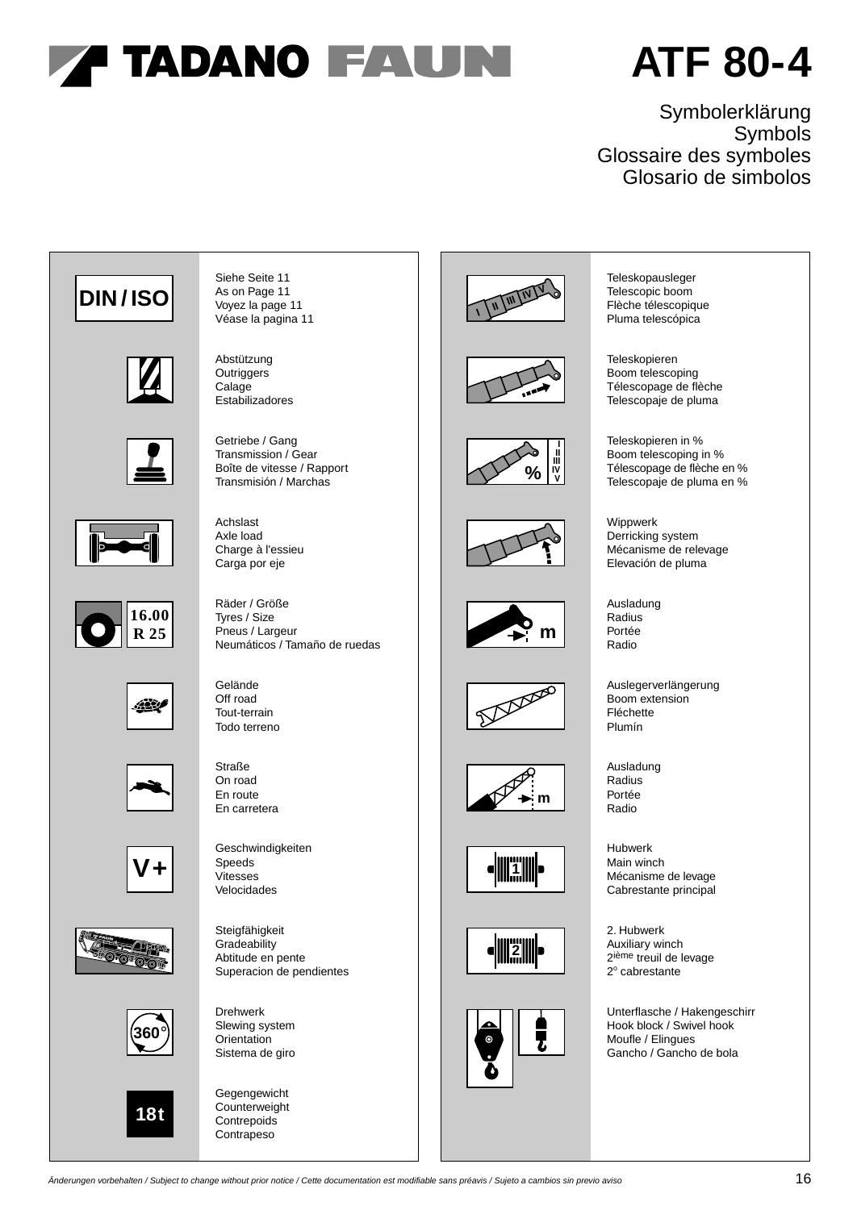# TADANO FAUN ATF 80-4

## Symbolerklärung
## Symbols
## Glossaire des symboles
## Glosario de simbolos

| Symbol | Beschreibung |
|---|---|
| DIN / ISO | Siehe Seite 11<br>As on Page 11<br>Voyez la page 11<br>Véase la pagina 11 |
| | Abstützung<br>Outriggers<br>Calage<br>Estabilizadores |
| | Getriebe / Gang<br>Transmission / Gear<br>Boîte de vitesse / Rapport<br>Transmisión / Marchas |
| | Achslast<br>Axle load<br>Charge à l'essieu<br>Carga por eje |
| 16.00 R 25 | Räder / Größe<br>Tyres / Size<br>Pneus / Largeur<br>Neumáticos / Tamaño de ruedas |
| | Gelände<br>Off road<br>Tout-terrain<br>Todo terreno |
| | Straße<br>On road<br>En route<br>En carretera |
| V+ | Geschwindigkeiten<br>Speeds<br>Vitesses<br>Velocidades |
| | Steigfähigkeit<br>Gradeability<br>Abtitude en pente<br>Superacion de pendientes |
| 360° | Drehwerk<br>Slewing system<br>Orientation<br>Sistema de giro |
| 18t | Gegengewicht<br>Counterweight<br>Contrepoids<br>Contrapeso |
| I II III IV V | Teleskopausleger<br>Telescopic boom<br>Flèche télescopique<br>Pluma telescópica |
| | Teleskopieren<br>Boom telescoping<br>Télescopage de flèche<br>Telescopaje de pluma |
| % I II III IV V | Teleskopieren in %<br>Boom telescoping in %<br>Télescopage de flèche en %<br>Telescopaje de pluma en % |
| | Wippwerk<br>Derricking system<br>Mécanisme de relevage<br>Elevación de pluma |
| m | Ausladung<br>Radius<br>Portée<br>Radio |
| | Auslegerverlängerung<br>Boom extension<br>Fléchette<br>Plumín |
| m | Ausladung<br>Radius<br>Portée<br>Radio |
| 1 | Hubwerk<br>Main winch<br>Mécanisme de levage<br>Cabrestante principal |
| 2 | 2. Hubwerk<br>Auxiliary winch<br>2ième treuil de levage<br>2o cabrestante |
| | Unterflasche / Hakengeschirr<br>Hook block / Swivel hook<br>Moufle / Elingues<br>Gancho / Gancho de bola |

*Änderungen vorbehalten / Subject to change without prior notice / Cette documentation est modifiable sans préavis / Sujeto a cambios sin previo aviso*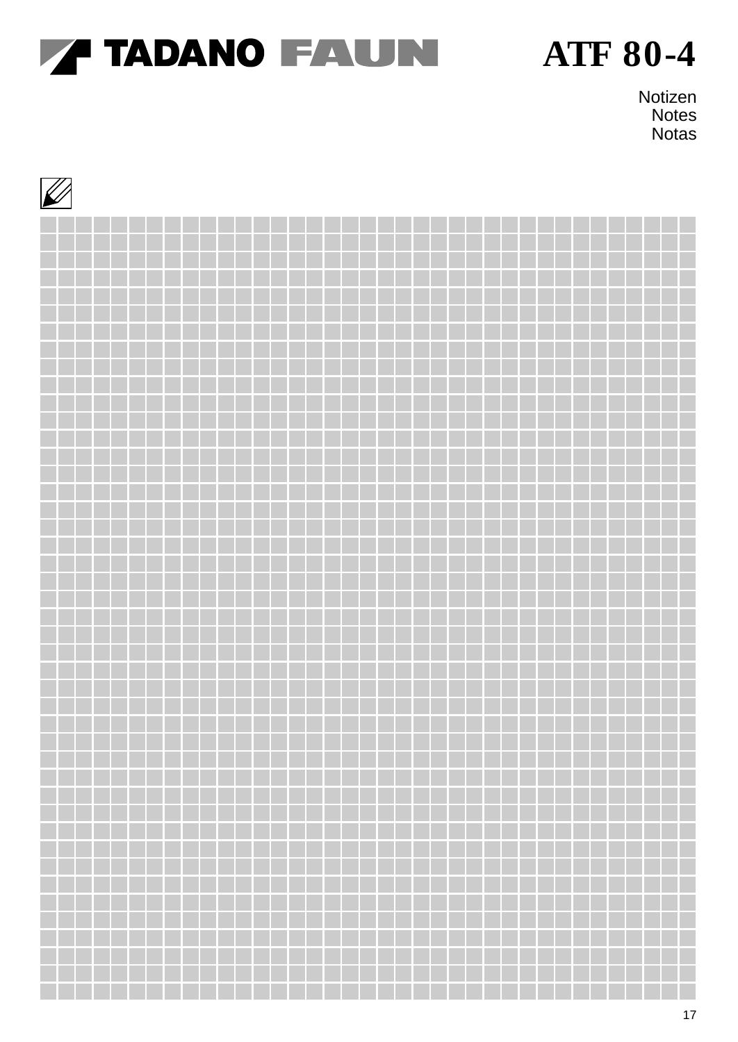Notizen
Notes
Notas